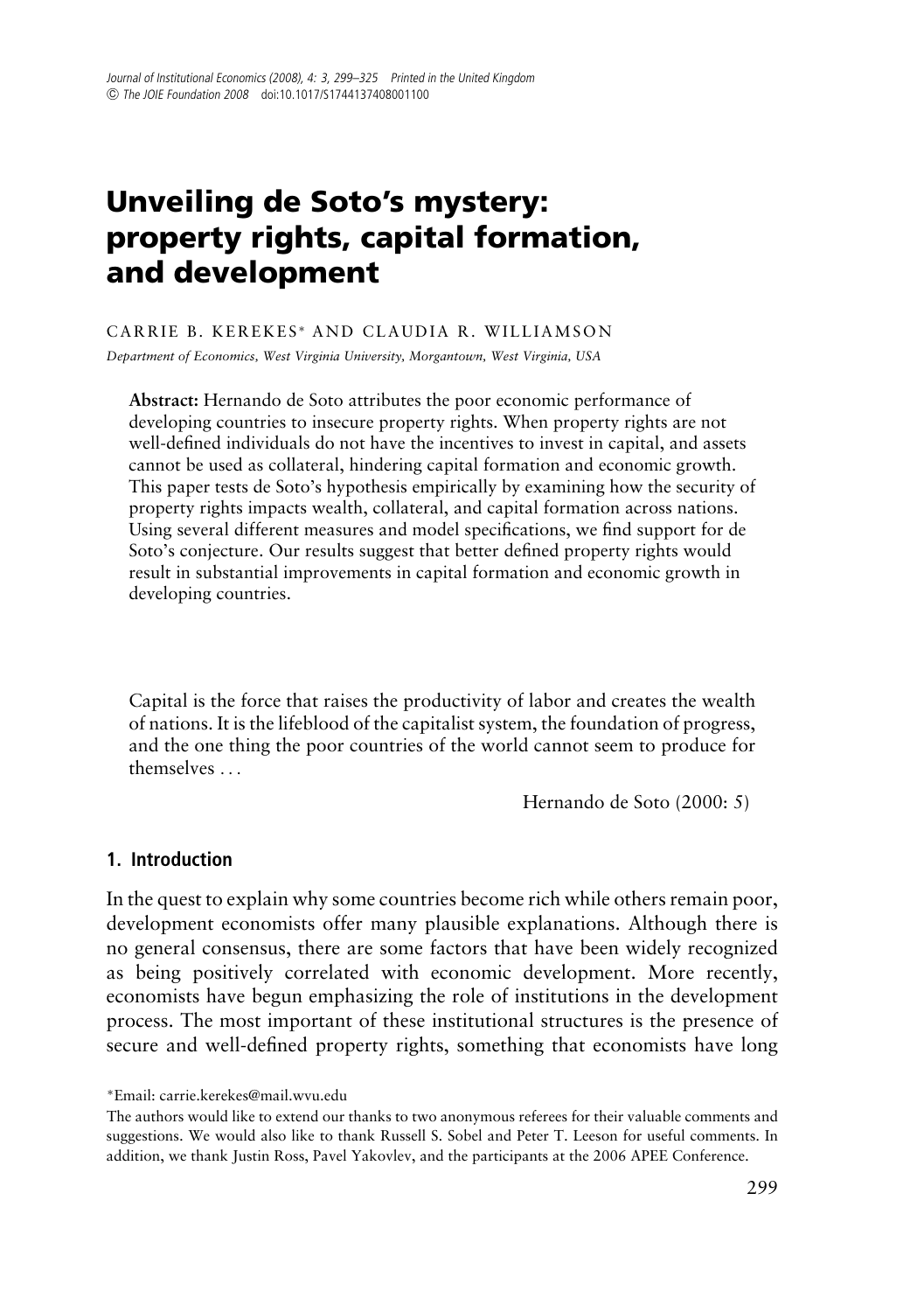# Unveiling de Soto's mystery: property rights, capital formation, and development

CARRIE B. KEREKES* AND CLAUDIA R. WILLIAMSON

*Department of Economics, West Virginia University, Morgantown, West Virginia, USA*

**Abstract:** Hernando de Soto attributes the poor economic performance of developing countries to insecure property rights. When property rights are not well-defined individuals do not have the incentives to invest in capital, and assets cannot be used as collateral, hindering capital formation and economic growth. This paper tests de Soto's hypothesis empirically by examining how the security of property rights impacts wealth, collateral, and capital formation across nations. Using several different measures and model specifications, we find support for de Soto's conjecture. Our results suggest that better defined property rights would result in substantial improvements in capital formation and economic growth in developing countries.

> Capital is the force that raises the productivity of labor and creates the wealth of nations. It is the lifeblood of the capitalist system, the foundation of progress, and the one thing the poor countries of the world cannot seem to produce for themselves ...
>
> Hernando de Soto (2000: 5)

## 1. Introduction

In the quest to explain why some countries become rich while others remain poor, development economists offer many plausible explanations. Although there is no general consensus, there are some factors that have been widely recognized as being positively correlated with economic development. More recently, economists have begun emphasizing the role of institutions in the development process. The most important of these institutional structures is the presence of secure and well-defined property rights, something that economists have long

*Email: carrie.kerekes@mail.wvu.edu

The authors would like to extend our thanks to two anonymous referees for their valuable comments and suggestions. We would also like to thank Russell S. Sobel and Peter T. Leeson for useful comments. In addition, we thank Justin Ross, Pavel Yakovlev, and the participants at the 2006 APEE Conference.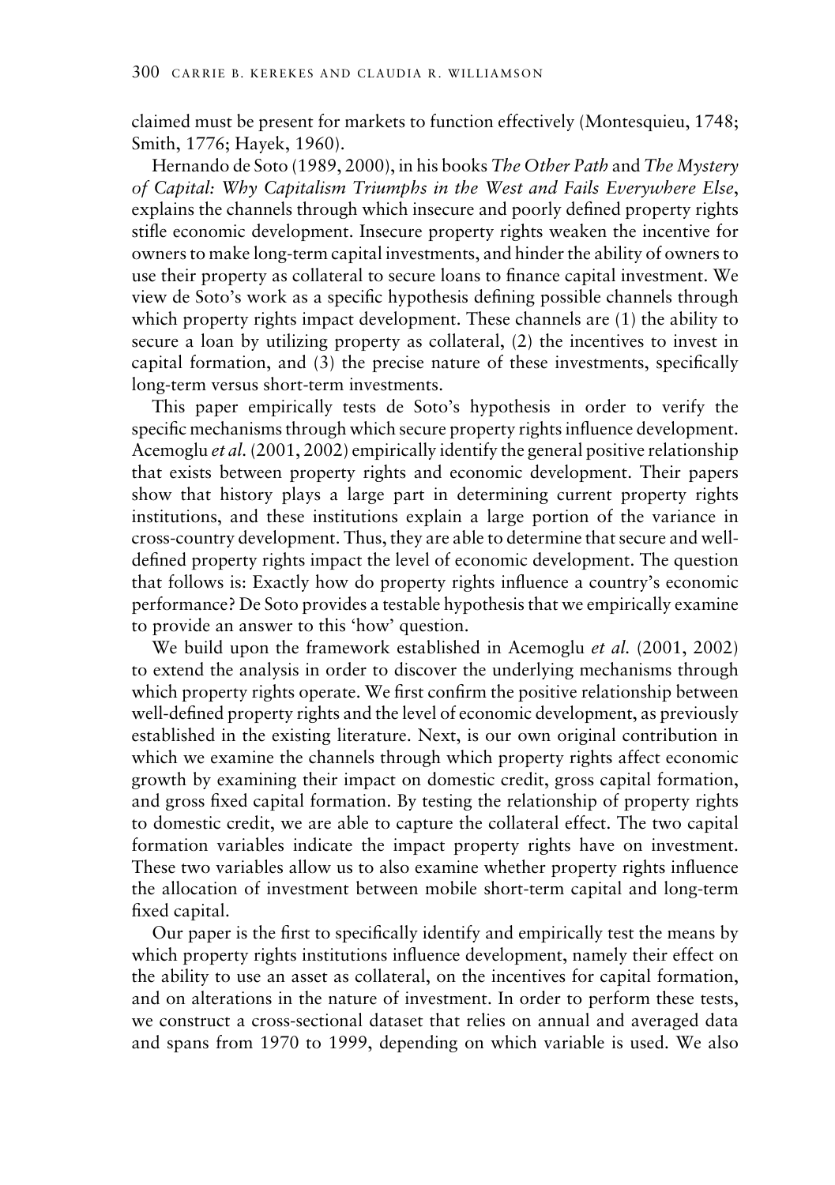claimed must be present for markets to function effectively (Montesquieu, 1748; Smith, 1776; Hayek, 1960).

Hernando de Soto (1989, 2000), in his books *The Other Path* and *The Mystery of Capital: Why Capitalism Triumphs in the West and Fails Everywhere Else*, explains the channels through which insecure and poorly defined property rights stifle economic development. Insecure property rights weaken the incentive for owners to make long-term capital investments, and hinder the ability of owners to use their property as collateral to secure loans to finance capital investment. We view de Soto's work as a specific hypothesis defining possible channels through which property rights impact development. These channels are (1) the ability to secure a loan by utilizing property as collateral, (2) the incentives to invest in capital formation, and (3) the precise nature of these investments, specifically long-term versus short-term investments.

This paper empirically tests de Soto's hypothesis in order to verify the specific mechanisms through which secure property rights influence development. Acemoglu *et al.* (2001, 2002) empirically identify the general positive relationship that exists between property rights and economic development. Their papers show that history plays a large part in determining current property rights institutions, and these institutions explain a large portion of the variance in cross-country development. Thus, they are able to determine that secure and well-defined property rights impact the level of economic development. The question that follows is: Exactly how do property rights influence a country's economic performance? De Soto provides a testable hypothesis that we empirically examine to provide an answer to this 'how' question.

We build upon the framework established in Acemoglu *et al.* (2001, 2002) to extend the analysis in order to discover the underlying mechanisms through which property rights operate. We first confirm the positive relationship between well-defined property rights and the level of economic development, as previously established in the existing literature. Next, is our own original contribution in which we examine the channels through which property rights affect economic growth by examining their impact on domestic credit, gross capital formation, and gross fixed capital formation. By testing the relationship of property rights to domestic credit, we are able to capture the collateral effect. The two capital formation variables indicate the impact property rights have on investment. These two variables allow us to also examine whether property rights influence the allocation of investment between mobile short-term capital and long-term fixed capital.

Our paper is the first to specifically identify and empirically test the means by which property rights institutions influence development, namely their effect on the ability to use an asset as collateral, on the incentives for capital formation, and on alterations in the nature of investment. In order to perform these tests, we construct a cross-sectional dataset that relies on annual and averaged data and spans from 1970 to 1999, depending on which variable is used. We also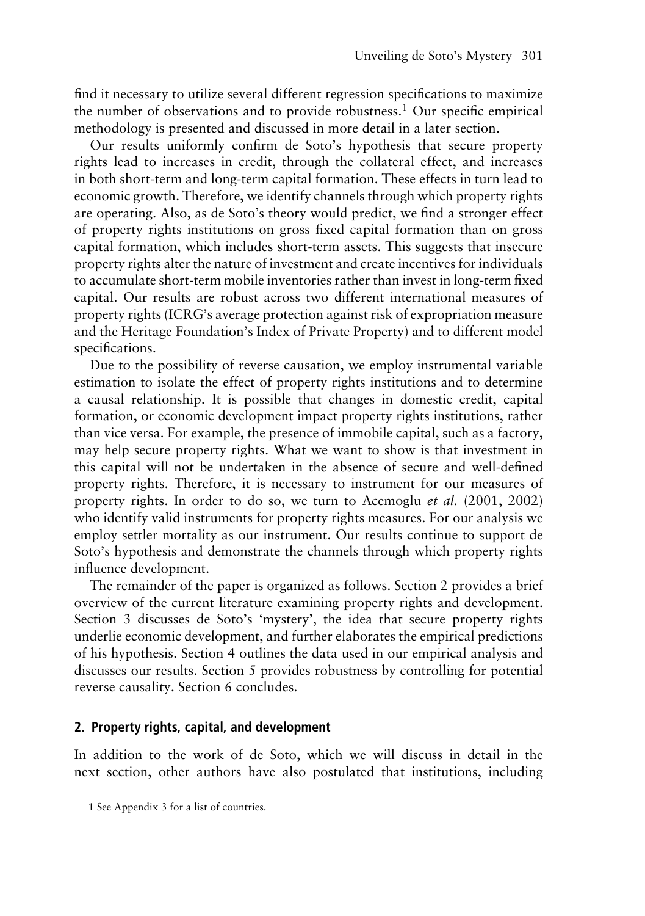find it necessary to utilize several different regression specifications to maximize the number of observations and to provide robustness.[1] Our specific empirical methodology is presented and discussed in more detail in a later section.

Our results uniformly confirm de Soto's hypothesis that secure property rights lead to increases in credit, through the collateral effect, and increases in both short-term and long-term capital formation. These effects in turn lead to economic growth. Therefore, we identify channels through which property rights are operating. Also, as de Soto's theory would predict, we find a stronger effect of property rights institutions on gross fixed capital formation than on gross capital formation, which includes short-term assets. This suggests that insecure property rights alter the nature of investment and create incentives for individuals to accumulate short-term mobile inventories rather than invest in long-term fixed capital. Our results are robust across two different international measures of property rights (ICRG's average protection against risk of expropriation measure and the Heritage Foundation's Index of Private Property) and to different model specifications.

Due to the possibility of reverse causation, we employ instrumental variable estimation to isolate the effect of property rights institutions and to determine a causal relationship. It is possible that changes in domestic credit, capital formation, or economic development impact property rights institutions, rather than vice versa. For example, the presence of immobile capital, such as a factory, may help secure property rights. What we want to show is that investment in this capital will not be undertaken in the absence of secure and well-defined property rights. Therefore, it is necessary to instrument for our measures of property rights. In order to do so, we turn to Acemoglu *et al.* (2001, 2002) who identify valid instruments for property rights measures. For our analysis we employ settler mortality as our instrument. Our results continue to support de Soto's hypothesis and demonstrate the channels through which property rights influence development.

The remainder of the paper is organized as follows. Section 2 provides a brief overview of the current literature examining property rights and development. Section 3 discusses de Soto's 'mystery', the idea that secure property rights underlie economic development, and further elaborates the empirical predictions of his hypothesis. Section 4 outlines the data used in our empirical analysis and discusses our results. Section 5 provides robustness by controlling for potential reverse causality. Section 6 concludes.

## 2. Property rights, capital, and development

In addition to the work of de Soto, which we will discuss in detail in the next section, other authors have also postulated that institutions, including

[1] See Appendix 3 for a list of countries.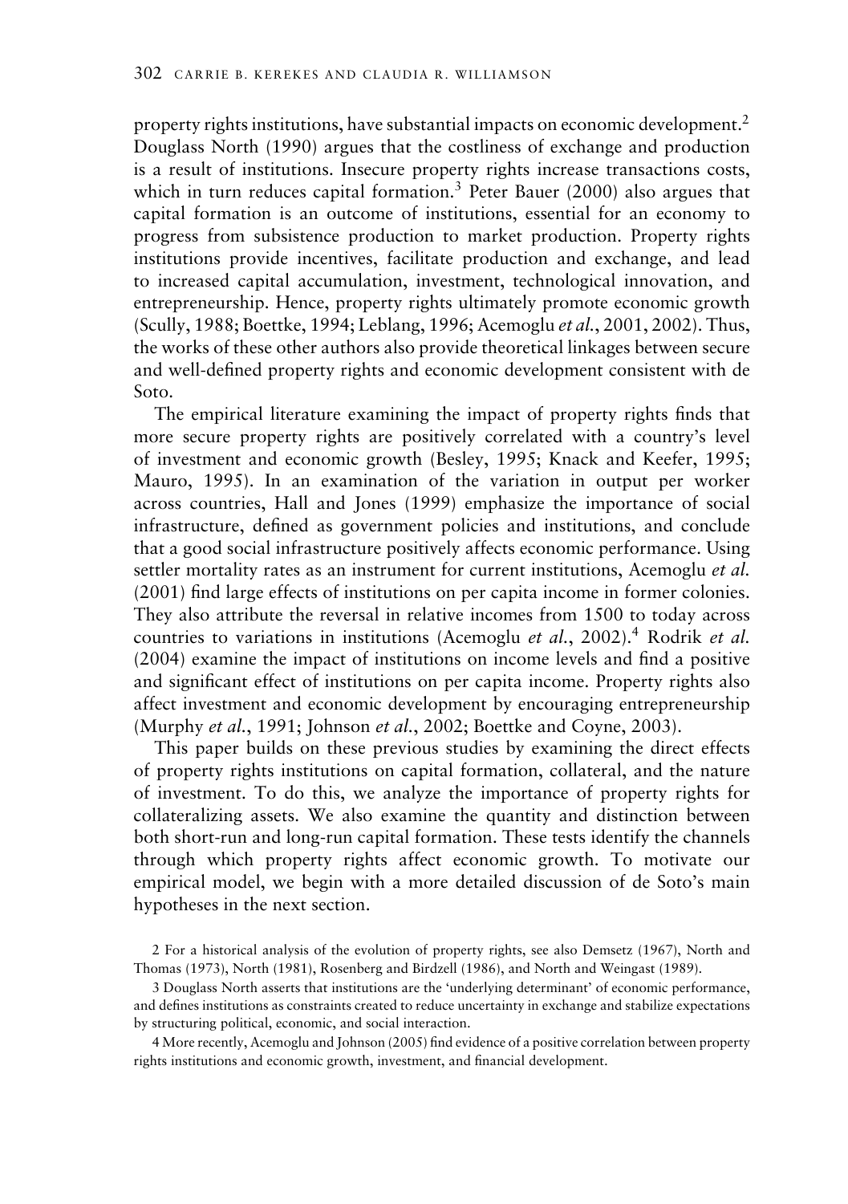property rights institutions, have substantial impacts on economic development.[2] Douglass North (1990) argues that the costliness of exchange and production is a result of institutions. Insecure property rights increase transactions costs, which in turn reduces capital formation.[3] Peter Bauer (2000) also argues that capital formation is an outcome of institutions, essential for an economy to progress from subsistence production to market production. Property rights institutions provide incentives, facilitate production and exchange, and lead to increased capital accumulation, investment, technological innovation, and entrepreneurship. Hence, property rights ultimately promote economic growth (Scully, 1988; Boettke, 1994; Leblang, 1996; Acemoglu *et al.*, 2001, 2002). Thus, the works of these other authors also provide theoretical linkages between secure and well-defined property rights and economic development consistent with de Soto.

The empirical literature examining the impact of property rights finds that more secure property rights are positively correlated with a country's level of investment and economic growth (Besley, 1995; Knack and Keefer, 1995; Mauro, 1995). In an examination of the variation in output per worker across countries, Hall and Jones (1999) emphasize the importance of social infrastructure, defined as government policies and institutions, and conclude that a good social infrastructure positively affects economic performance. Using settler mortality rates as an instrument for current institutions, Acemoglu *et al.* (2001) find large effects of institutions on per capita income in former colonies. They also attribute the reversal in relative incomes from 1500 to today across countries to variations in institutions (Acemoglu *et al.*, 2002).[4] Rodrik *et al.* (2004) examine the impact of institutions on income levels and find a positive and significant effect of institutions on per capita income. Property rights also affect investment and economic development by encouraging entrepreneurship (Murphy *et al.*, 1991; Johnson *et al.*, 2002; Boettke and Coyne, 2003).

This paper builds on these previous studies by examining the direct effects of property rights institutions on capital formation, collateral, and the nature of investment. To do this, we analyze the importance of property rights for collateralizing assets. We also examine the quantity and distinction between both short-run and long-run capital formation. These tests identify the channels through which property rights affect economic growth. To motivate our empirical model, we begin with a more detailed discussion of de Soto's main hypotheses in the next section.

2 For a historical analysis of the evolution of property rights, see also Demsetz (1967), North and Thomas (1973), North (1981), Rosenberg and Birdzell (1986), and North and Weingast (1989).

3 Douglass North asserts that institutions are the 'underlying determinant' of economic performance, and defines institutions as constraints created to reduce uncertainty in exchange and stabilize expectations by structuring political, economic, and social interaction.

4 More recently, Acemoglu and Johnson (2005) find evidence of a positive correlation between property rights institutions and economic growth, investment, and financial development.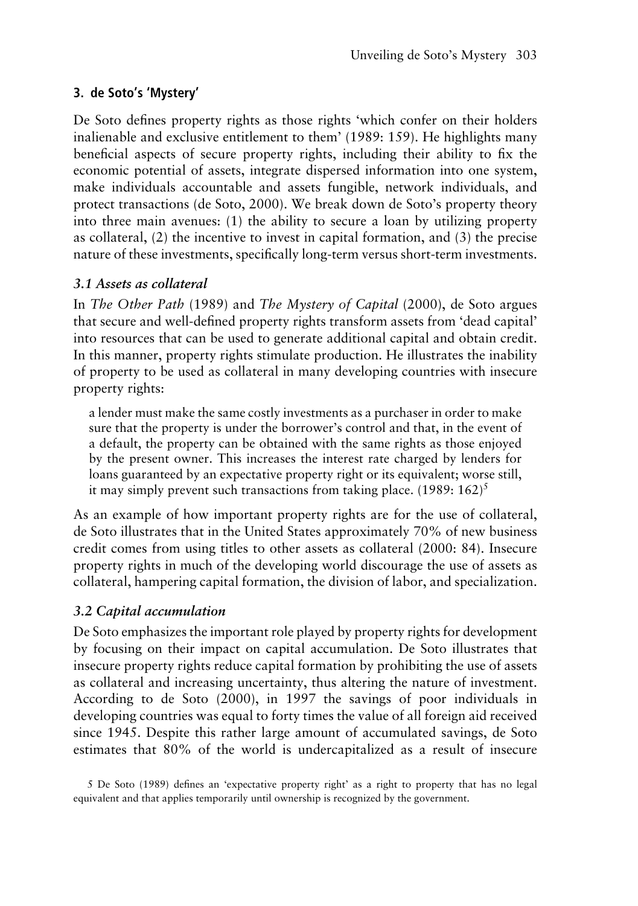## 3. de Soto's 'Mystery'

De Soto defines property rights as those rights 'which confer on their holders inalienable and exclusive entitlement to them' (1989: 159). He highlights many beneficial aspects of secure property rights, including their ability to fix the economic potential of assets, integrate dispersed information into one system, make individuals accountable and assets fungible, network individuals, and protect transactions (de Soto, 2000). We break down de Soto's property theory into three main avenues: (1) the ability to secure a loan by utilizing property as collateral, (2) the incentive to invest in capital formation, and (3) the precise nature of these investments, specifically long-term versus short-term investments.

### *3.1 Assets as collateral*

In *The Other Path* (1989) and *The Mystery of Capital* (2000), de Soto argues that secure and well-defined property rights transform assets from 'dead capital' into resources that can be used to generate additional capital and obtain credit. In this manner, property rights stimulate production. He illustrates the inability of property to be used as collateral in many developing countries with insecure property rights:

> a lender must make the same costly investments as a purchaser in order to make sure that the property is under the borrower's control and that, in the event of a default, the property can be obtained with the same rights as those enjoyed by the present owner. This increases the interest rate charged by lenders for loans guaranteed by an expectative property right or its equivalent; worse still, it may simply prevent such transactions from taking place. (1989: 162)[5]

As an example of how important property rights are for the use of collateral, de Soto illustrates that in the United States approximately 70% of new business credit comes from using titles to other assets as collateral (2000: 84). Insecure property rights in much of the developing world discourage the use of assets as collateral, hampering capital formation, the division of labor, and specialization.

### *3.2 Capital accumulation*

De Soto emphasizes the important role played by property rights for development by focusing on their impact on capital accumulation. De Soto illustrates that insecure property rights reduce capital formation by prohibiting the use of assets as collateral and increasing uncertainty, thus altering the nature of investment. According to de Soto (2000), in 1997 the savings of poor individuals in developing countries was equal to forty times the value of all foreign aid received since 1945. Despite this rather large amount of accumulated savings, de Soto estimates that 80% of the world is undercapitalized as a result of insecure

5 De Soto (1989) defines an 'expectative property right' as a right to property that has no legal equivalent and that applies temporarily until ownership is recognized by the government.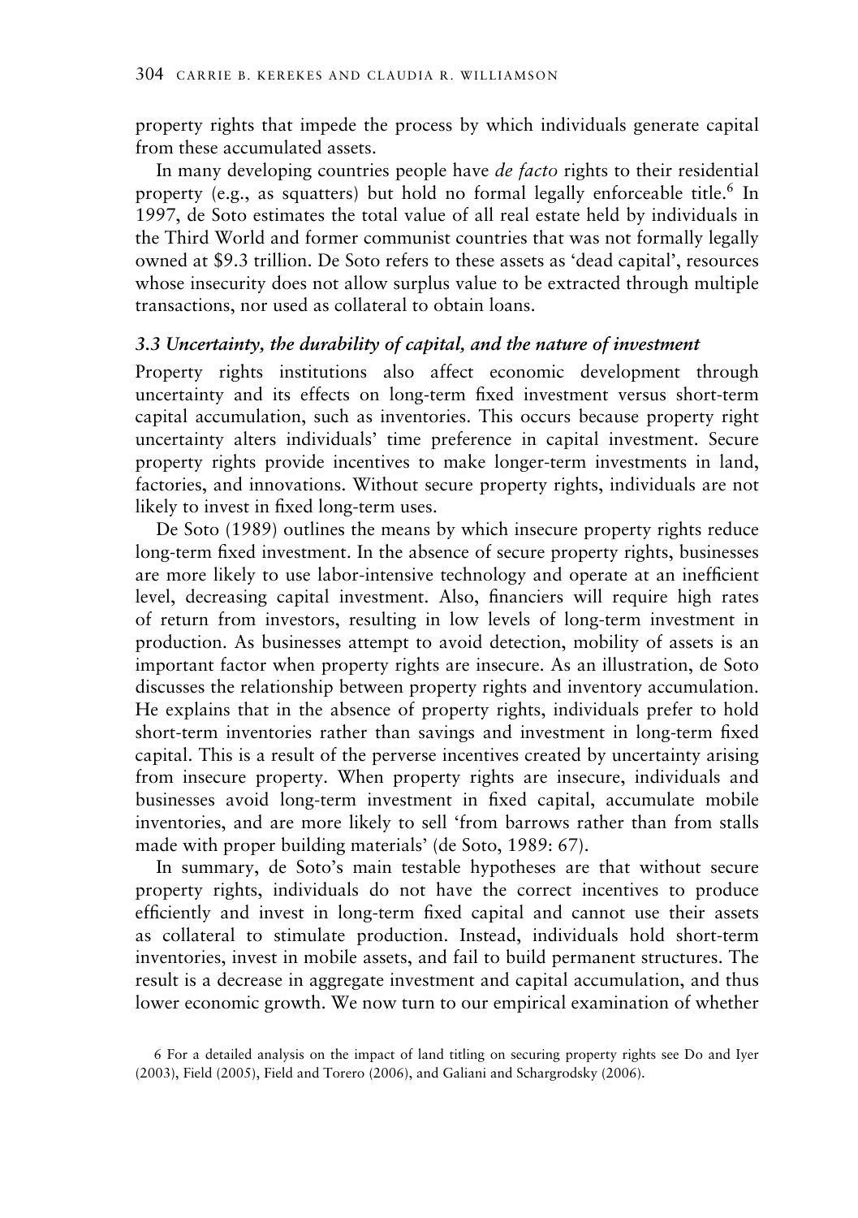property rights that impede the process by which individuals generate capital from these accumulated assets.

In many developing countries people have *de facto* rights to their residential property (e.g., as squatters) but hold no formal legally enforceable title.[6] In 1997, de Soto estimates the total value of all real estate held by individuals in the Third World and former communist countries that was not formally legally owned at $9.3 trillion. De Soto refers to these assets as 'dead capital', resources whose insecurity does not allow surplus value to be extracted through multiple transactions, nor used as collateral to obtain loans.

### *3.3 Uncertainty, the durability of capital, and the nature of investment*

Property rights institutions also affect economic development through uncertainty and its effects on long-term fixed investment versus short-term capital accumulation, such as inventories. This occurs because property right uncertainty alters individuals' time preference in capital investment. Secure property rights provide incentives to make longer-term investments in land, factories, and innovations. Without secure property rights, individuals are not likely to invest in fixed long-term uses.

De Soto (1989) outlines the means by which insecure property rights reduce long-term fixed investment. In the absence of secure property rights, businesses are more likely to use labor-intensive technology and operate at an inefficient level, decreasing capital investment. Also, financiers will require high rates of return from investors, resulting in low levels of long-term investment in production. As businesses attempt to avoid detection, mobility of assets is an important factor when property rights are insecure. As an illustration, de Soto discusses the relationship between property rights and inventory accumulation. He explains that in the absence of property rights, individuals prefer to hold short-term inventories rather than savings and investment in long-term fixed capital. This is a result of the perverse incentives created by uncertainty arising from insecure property. When property rights are insecure, individuals and businesses avoid long-term investment in fixed capital, accumulate mobile inventories, and are more likely to sell 'from barrows rather than from stalls made with proper building materials' (de Soto, 1989: 67).

In summary, de Soto's main testable hypotheses are that without secure property rights, individuals do not have the correct incentives to produce efficiently and invest in long-term fixed capital and cannot use their assets as collateral to stimulate production. Instead, individuals hold short-term inventories, invest in mobile assets, and fail to build permanent structures. The result is a decrease in aggregate investment and capital accumulation, and thus lower economic growth. We now turn to our empirical examination of whether

6 For a detailed analysis on the impact of land titling on securing property rights see Do and Iyer (2003), Field (2005), Field and Torero (2006), and Galiani and Schargrodsky (2006).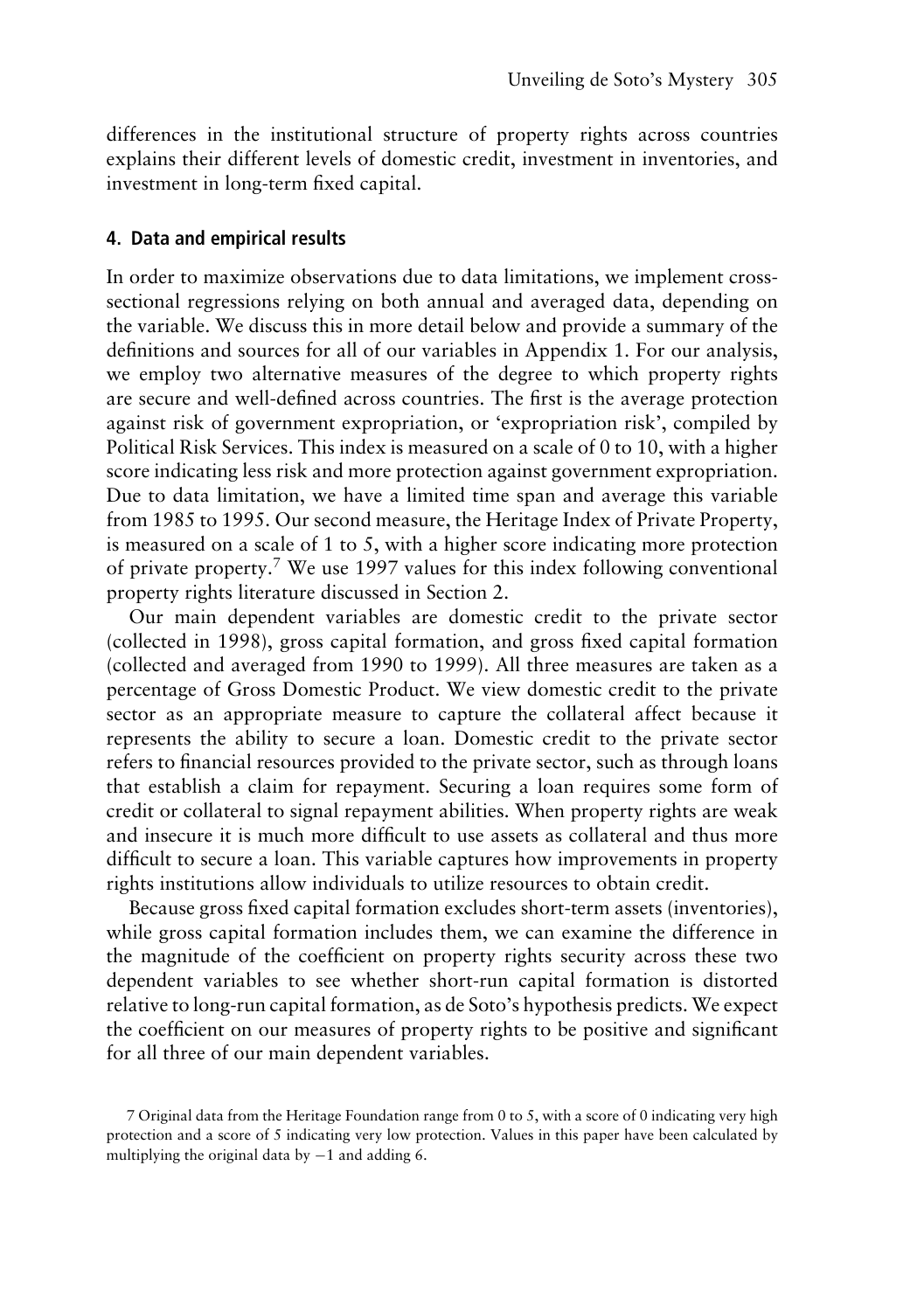differences in the institutional structure of property rights across countries explains their different levels of domestic credit, investment in inventories, and investment in long-term fixed capital.

## 4. Data and empirical results

In order to maximize observations due to data limitations, we implement cross-sectional regressions relying on both annual and averaged data, depending on the variable. We discuss this in more detail below and provide a summary of the definitions and sources for all of our variables in Appendix 1. For our analysis, we employ two alternative measures of the degree to which property rights are secure and well-defined across countries. The first is the average protection against risk of government expropriation, or 'expropriation risk', compiled by Political Risk Services. This index is measured on a scale of 0 to 10, with a higher score indicating less risk and more protection against government expropriation. Due to data limitation, we have a limited time span and average this variable from 1985 to 1995. Our second measure, the Heritage Index of Private Property, is measured on a scale of 1 to 5, with a higher score indicating more protection of private property.[7] We use 1997 values for this index following conventional property rights literature discussed in Section 2.

Our main dependent variables are domestic credit to the private sector (collected in 1998), gross capital formation, and gross fixed capital formation (collected and averaged from 1990 to 1999). All three measures are taken as a percentage of Gross Domestic Product. We view domestic credit to the private sector as an appropriate measure to capture the collateral affect because it represents the ability to secure a loan. Domestic credit to the private sector refers to financial resources provided to the private sector, such as through loans that establish a claim for repayment. Securing a loan requires some form of credit or collateral to signal repayment abilities. When property rights are weak and insecure it is much more difficult to use assets as collateral and thus more difficult to secure a loan. This variable captures how improvements in property rights institutions allow individuals to utilize resources to obtain credit.

Because gross fixed capital formation excludes short-term assets (inventories), while gross capital formation includes them, we can examine the difference in the magnitude of the coefficient on property rights security across these two dependent variables to see whether short-run capital formation is distorted relative to long-run capital formation, as de Soto's hypothesis predicts. We expect the coefficient on our measures of property rights to be positive and significant for all three of our main dependent variables.

7 Original data from the Heritage Foundation range from 0 to 5, with a score of 0 indicating very high protection and a score of 5 indicating very low protection. Values in this paper have been calculated by multiplying the original data by $-1$ and adding 6.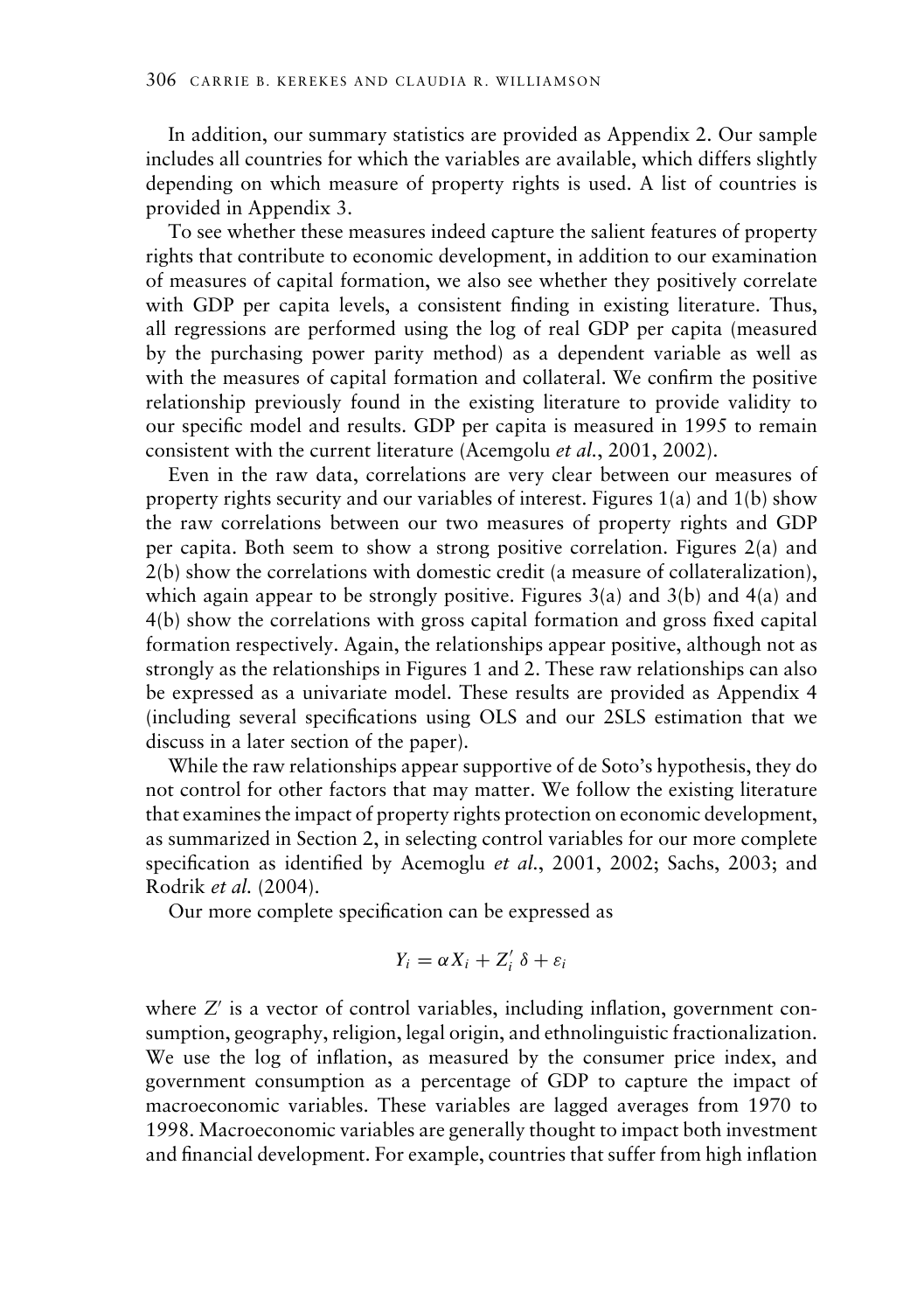In addition, our summary statistics are provided as Appendix 2. Our sample includes all countries for which the variables are available, which differs slightly depending on which measure of property rights is used. A list of countries is provided in Appendix 3.

To see whether these measures indeed capture the salient features of property rights that contribute to economic development, in addition to our examination of measures of capital formation, we also see whether they positively correlate with GDP per capita levels, a consistent finding in existing literature. Thus, all regressions are performed using the log of real GDP per capita (measured by the purchasing power parity method) as a dependent variable as well as with the measures of capital formation and collateral. We confirm the positive relationship previously found in the existing literature to provide validity to our specific model and results. GDP per capita is measured in 1995 to remain consistent with the current literature (Acemgolu *et al.*, 2001, 2002).

Even in the raw data, correlations are very clear between our measures of property rights security and our variables of interest. Figures 1(a) and 1(b) show the raw correlations between our two measures of property rights and GDP per capita. Both seem to show a strong positive correlation. Figures 2(a) and 2(b) show the correlations with domestic credit (a measure of collateralization), which again appear to be strongly positive. Figures 3(a) and 3(b) and 4(a) and 4(b) show the correlations with gross capital formation and gross fixed capital formation respectively. Again, the relationships appear positive, although not as strongly as the relationships in Figures 1 and 2. These raw relationships can also be expressed as a univariate model. These results are provided as Appendix 4 (including several specifications using OLS and our 2SLS estimation that we discuss in a later section of the paper).

While the raw relationships appear supportive of de Soto's hypothesis, they do not control for other factors that may matter. We follow the existing literature that examines the impact of property rights protection on economic development, as summarized in Section 2, in selecting control variables for our more complete specification as identified by Acemoglu *et al.*, 2001, 2002; Sachs, 2003; and Rodrik *et al.* (2004).

Our more complete specification can be expressed as

$$Y_i = \alpha X_i + Z_i' \delta + \varepsilon_i$$

where $Z'$ is a vector of control variables, including inflation, government consumption, geography, religion, legal origin, and ethnolinguistic fractionalization. We use the log of inflation, as measured by the consumer price index, and government consumption as a percentage of GDP to capture the impact of macroeconomic variables. These variables are lagged averages from 1970 to 1998. Macroeconomic variables are generally thought to impact both investment and financial development. For example, countries that suffer from high inflation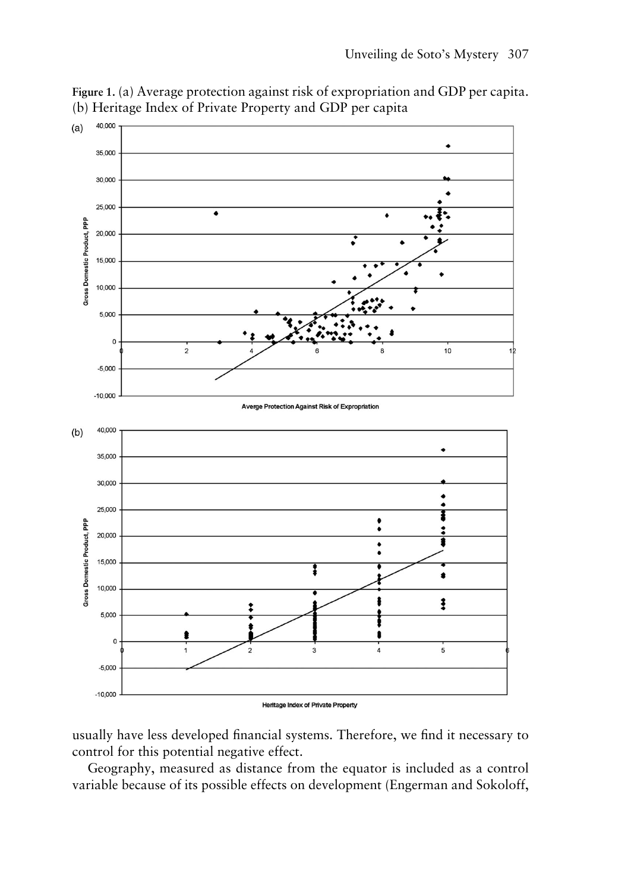**Figure 1.** (a) Average protection against risk of expropriation and GDP per capita. (b) Heritage Index of Private Property and GDP per capita

(a)

Gross Domestic Product, PPP

40,000
35,000
30,000
25,000
20,000
15,000
10,000
5,000
0
-5,000
-10,000

0 2 4 6 8 10 12

Averge Protection Against Risk of Expropriation

(b)

Gross Domestic Product, PPP

40,000
35,000
30,000
25,000
20,000
15,000
10,000
5,000
0
-5,000
-10,000

0 1 2 3 4 5 6

Heritage Index of Private Property

usually have less developed financial systems. Therefore, we find it necessary to control for this potential negative effect.

Geography, measured as distance from the equator is included as a control variable because of its possible effects on development (Engerman and Sokoloff,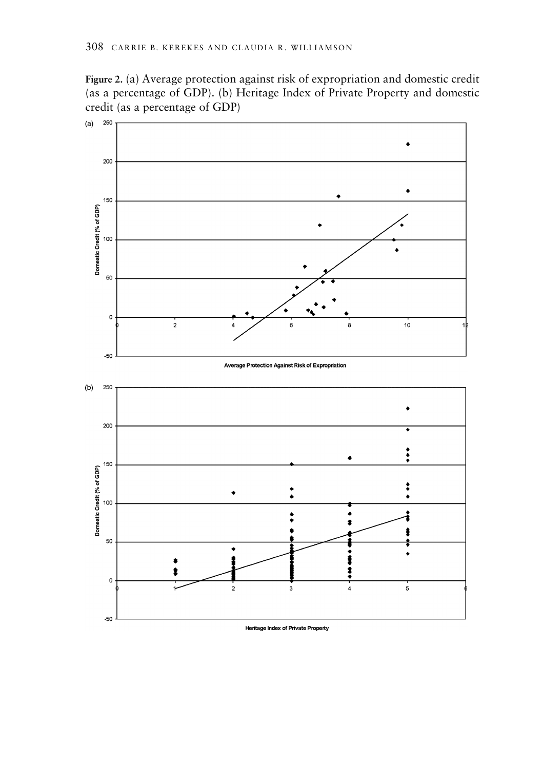**Figure 2.** (a) Average protection against risk of expropriation and domestic credit (as a percentage of GDP). (b) Heritage Index of Private Property and domestic credit (as a percentage of GDP)

(a)

Domestic Credit (% of GDP)

250
200
150
100
50
0
-50

0 2 4 6 8 10 12

Average Protection Against Risk of Expropriation

(b)

Domestic Credit (% of GDP)

250
200
150
100
50
0
-50

0 1 2 3 4 5 6

Heritage Index of Private Property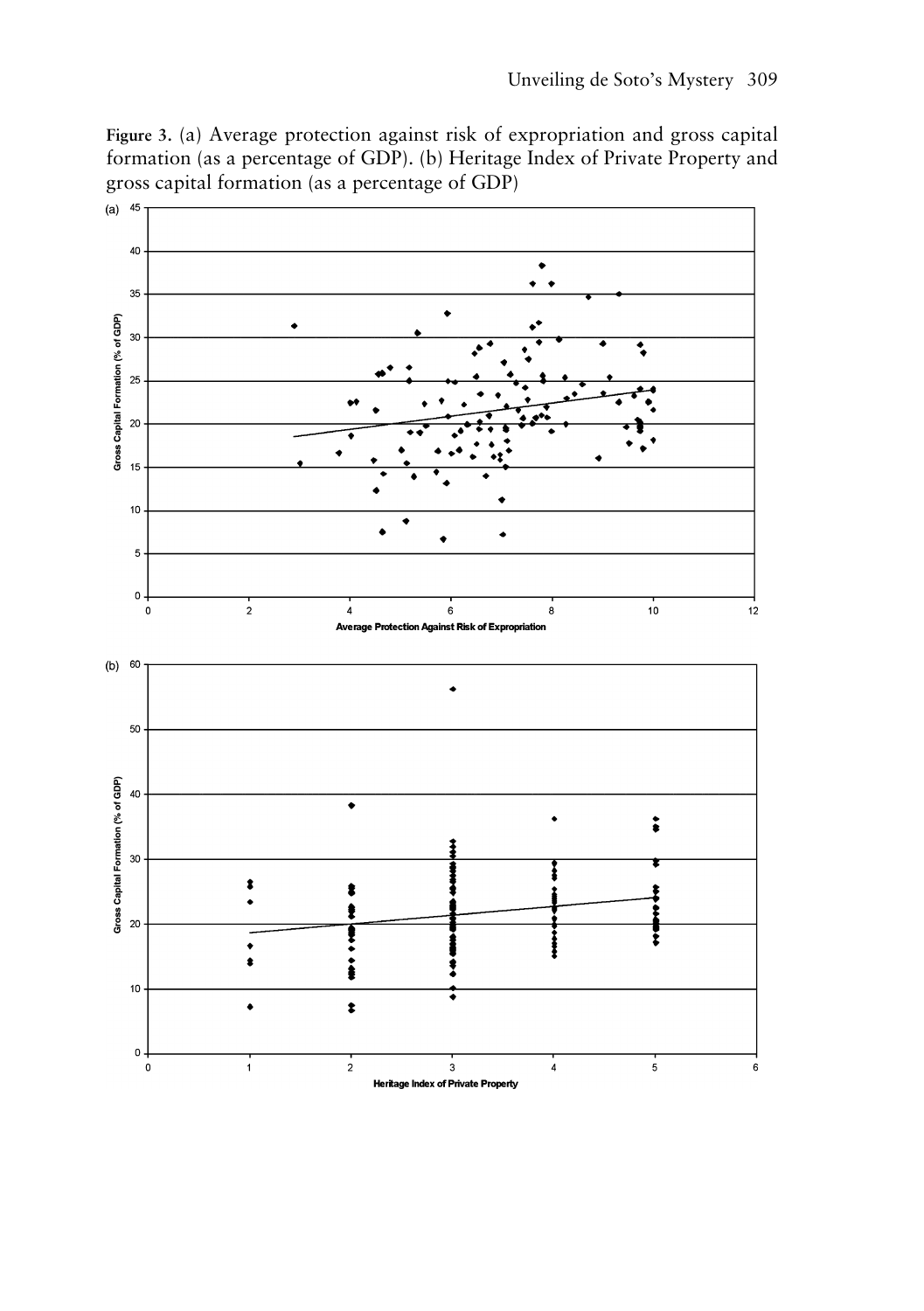**Figure 3.** (a) Average protection against risk of expropriation and gross capital formation (as a percentage of GDP). (b) Heritage Index of Private Property and gross capital formation (as a percentage of GDP)

(a)

Gross Capital Formation (% of GDP)

0
5
10
15
20
25
30
35
40
45

0
2
4
6
8
10
12

Average Protection Against Risk of Expropriation

(b)

Gross Capital Formation (% of GDP)

0
10
20
30
40
50
60

0
1
2
3
4
5
6

Heritage Index of Private Property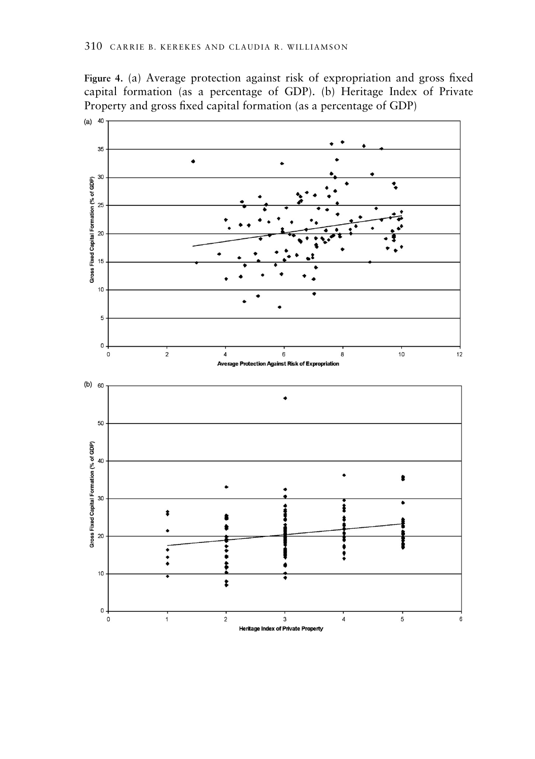**Figure 4.** (a) Average protection against risk of expropriation and gross fixed capital formation (as a percentage of GDP). (b) Heritage Index of Private Property and gross fixed capital formation (as a percentage of GDP)

(a)

Gross Fixed Capital Formation (% of GDP)

0
5
10
15
20
25
30
35
40

0
2
4
6
8
10
12

Average Protection Against Risk of Expropriation

(b)

Gross Fixed Capital Formation (% of GDP)

0
10
20
30
40
50
60

0
1
2
3
4
5
6

Heritage Index of Private Property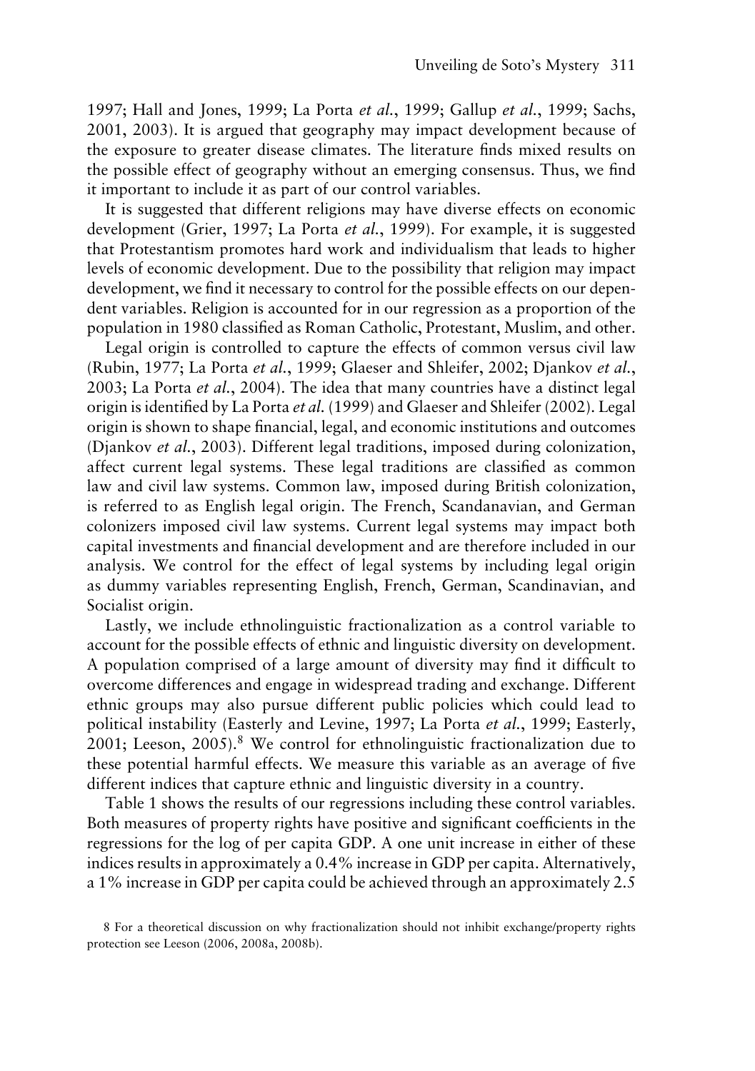1997; Hall and Jones, 1999; La Porta *et al.*, 1999; Gallup *et al.*, 1999; Sachs, 2001, 2003). It is argued that geography may impact development because of the exposure to greater disease climates. The literature finds mixed results on the possible effect of geography without an emerging consensus. Thus, we find it important to include it as part of our control variables.

It is suggested that different religions may have diverse effects on economic development (Grier, 1997; La Porta *et al.*, 1999). For example, it is suggested that Protestantism promotes hard work and individualism that leads to higher levels of economic development. Due to the possibility that religion may impact development, we find it necessary to control for the possible effects on our dependent variables. Religion is accounted for in our regression as a proportion of the population in 1980 classified as Roman Catholic, Protestant, Muslim, and other.

Legal origin is controlled to capture the effects of common versus civil law (Rubin, 1977; La Porta *et al.*, 1999; Glaeser and Shleifer, 2002; Djankov *et al.*, 2003; La Porta *et al.*, 2004). The idea that many countries have a distinct legal origin is identified by La Porta *et al.* (1999) and Glaeser and Shleifer (2002). Legal origin is shown to shape financial, legal, and economic institutions and outcomes (Djankov *et al.*, 2003). Different legal traditions, imposed during colonization, affect current legal systems. These legal traditions are classified as common law and civil law systems. Common law, imposed during British colonization, is referred to as English legal origin. The French, Scandanavian, and German colonizers imposed civil law systems. Current legal systems may impact both capital investments and financial development and are therefore included in our analysis. We control for the effect of legal systems by including legal origin as dummy variables representing English, French, German, Scandinavian, and Socialist origin.

Lastly, we include ethnolinguistic fractionalization as a control variable to account for the possible effects of ethnic and linguistic diversity on development. A population comprised of a large amount of diversity may find it difficult to overcome differences and engage in widespread trading and exchange. Different ethnic groups may also pursue different public policies which could lead to political instability (Easterly and Levine, 1997; La Porta *et al.*, 1999; Easterly, 2001; Leeson, 2005).[8] We control for ethnolinguistic fractionalization due to these potential harmful effects. We measure this variable as an average of five different indices that capture ethnic and linguistic diversity in a country.

Table 1 shows the results of our regressions including these control variables. Both measures of property rights have positive and significant coefficients in the regressions for the log of per capita GDP. A one unit increase in either of these indices results in approximately a 0.4% increase in GDP per capita. Alternatively, a 1% increase in GDP per capita could be achieved through an approximately 2.5

8 For a theoretical discussion on why fractionalization should not inhibit exchange/property rights protection see Leeson (2006, 2008a, 2008b).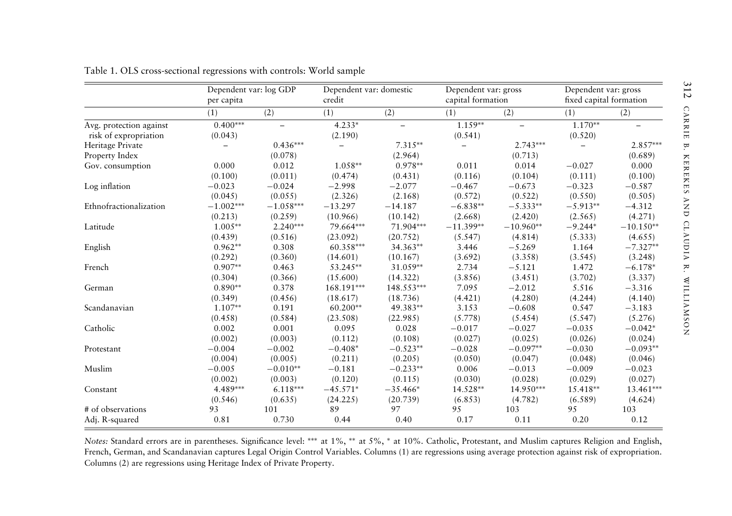Table 1. OLS cross-sectional regressions with controls: World sample

| | Dependent var: log GDP per capita | | Dependent var: domestic credit | | Dependent var: gross capital formation | | Dependent var: gross fixed capital formation | |
|---|---|---|---|---|---|---|---|---|
| | (1) | (2) | (1) | (2) | (1) | (2) | (1) | (2) |
| Avg. protection against risk of expropriation | 0.400*** | – | 4.233* | – | 1.159** | – | 1.170** | – |
| | (0.043) | | (2.190) | | (0.541) | | (0.520) | |
| Heritage Private Property Index | – | 0.436*** | – | 7.315** | – | 2.743*** | – | 2.857*** |
| | | (0.078) | | (2.964) | | (0.713) | | (0.689) |
| Gov. consumption | 0.000 | 0.012 | 1.058** | 0.978** | 0.011 | 0.014 | −0.027 | 0.000 |
| | (0.100) | (0.011) | (0.474) | (0.431) | (0.116) | (0.104) | (0.111) | (0.100) |
| Log inflation | −0.023 | −0.024 | −2.998 | −2.077 | −0.467 | −0.673 | −0.323 | −0.587 |
| | (0.045) | (0.055) | (2.326) | (2.168) | (0.572) | (0.522) | (0.550) | (0.505) |
| Ethnofractionalization | −1.002*** | −1.058*** | −13.297 | −14.187 | −6.838** | −5.333** | −5.913** | −4.312 |
| | (0.213) | (0.259) | (10.966) | (10.142) | (2.668) | (2.420) | (2.565) | (4.271) |
| Latitude | 1.005** | 2.240*** | 79.664*** | 71.904*** | −11.399** | −10.960** | −9.244* | −10.150** |
| | (0.439) | (0.516) | (23.092) | (20.752) | (5.547) | (4.814) | (5.333) | (4.655) |
| English | 0.962** | 0.308 | 60.358*** | 34.363** | 3.446 | −5.269 | 1.164 | −7.327** |
| | (0.292) | (0.360) | (14.601) | (10.167) | (3.692) | (3.358) | (3.545) | (3.248) |
| French | 0.907** | 0.463 | 53.245** | 31.059** | 2.734 | −5.121 | 1.472 | −6.178* |
| | (0.304) | (0.366) | (15.600) | (14.322) | (3.856) | (3.451) | (3.702) | (3.337) |
| German | 0.890** | 0.378 | 168.191*** | 148.553*** | 7.095 | −2.012 | 5.516 | −3.316 |
| | (0.349) | (0.456) | (18.617) | (18.736) | (4.421) | (4.280) | (4.244) | (4.140) |
| Scandanavian | 1.107** | 0.191 | 60.200** | 49.383** | 3.153 | −0.608 | 0.547 | −3.183 |
| | (0.458) | (0.584) | (23.508) | (22.985) | (5.778) | (5.454) | (5.547) | (5.276) |
| Catholic | 0.002 | 0.001 | 0.095 | 0.028 | −0.017 | −0.027 | −0.035 | −0.042* |
| | (0.002) | (0.003) | (0.112) | (0.108) | (0.027) | (0.025) | (0.026) | (0.024) |
| Protestant | −0.004 | −0.002 | −0.408* | −0.523** | −0.028 | −0.097** | −0.030 | −0.093** |
| | (0.004) | (0.005) | (0.211) | (0.205) | (0.050) | (0.047) | (0.048) | (0.046) |
| Muslim | −0.005 | −0.010** | −0.181 | −0.233** | 0.006 | −0.013 | −0.009 | −0.023 |
| | (0.002) | (0.003) | (0.120) | (0.115) | (0.030) | (0.028) | (0.029) | (0.027) |
| Constant | 4.489*** | 6.118*** | −45.571* | −35.466* | 14.528** | 14.950*** | 15.418** | 13.461*** |
| | (0.546) | (0.635) | (24.225) | (20.739) | (6.853) | (4.782) | (6.589) | (4.624) |
| # of observations | 93 | 101 | 89 | 97 | 95 | 103 | 95 | 103 |
| Adj. R-squared | 0.81 | 0.730 | 0.44 | 0.40 | 0.17 | 0.11 | 0.20 | 0.12 |

*Notes:* Standard errors are in parentheses. Significance level: *** at 1%, ** at 5%, * at 10%. Catholic, Protestant, and Muslim captures Religion and English, French, German, and Scandanavian captures Legal Origin Control Variables. Columns (1) are regressions using average protection against risk of expropriation. Columns (2) are regressions using Heritage Index of Private Property.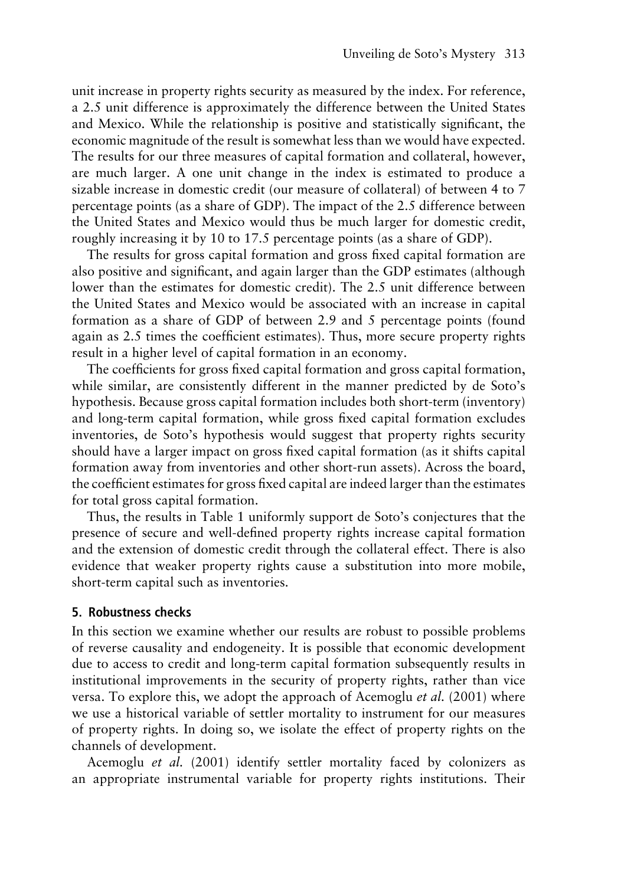unit increase in property rights security as measured by the index. For reference, a 2.5 unit difference is approximately the difference between the United States and Mexico. While the relationship is positive and statistically significant, the economic magnitude of the result is somewhat less than we would have expected. The results for our three measures of capital formation and collateral, however, are much larger. A one unit change in the index is estimated to produce a sizable increase in domestic credit (our measure of collateral) of between 4 to 7 percentage points (as a share of GDP). The impact of the 2.5 difference between the United States and Mexico would thus be much larger for domestic credit, roughly increasing it by 10 to 17.5 percentage points (as a share of GDP).

The results for gross capital formation and gross fixed capital formation are also positive and significant, and again larger than the GDP estimates (although lower than the estimates for domestic credit). The 2.5 unit difference between the United States and Mexico would be associated with an increase in capital formation as a share of GDP of between 2.9 and 5 percentage points (found again as 2.5 times the coefficient estimates). Thus, more secure property rights result in a higher level of capital formation in an economy.

The coefficients for gross fixed capital formation and gross capital formation, while similar, are consistently different in the manner predicted by de Soto's hypothesis. Because gross capital formation includes both short-term (inventory) and long-term capital formation, while gross fixed capital formation excludes inventories, de Soto's hypothesis would suggest that property rights security should have a larger impact on gross fixed capital formation (as it shifts capital formation away from inventories and other short-run assets). Across the board, the coefficient estimates for gross fixed capital are indeed larger than the estimates for total gross capital formation.

Thus, the results in Table 1 uniformly support de Soto's conjectures that the presence of secure and well-defined property rights increase capital formation and the extension of domestic credit through the collateral effect. There is also evidence that weaker property rights cause a substitution into more mobile, short-term capital such as inventories.

## 5. Robustness checks

In this section we examine whether our results are robust to possible problems of reverse causality and endogeneity. It is possible that economic development due to access to credit and long-term capital formation subsequently results in institutional improvements in the security of property rights, rather than vice versa. To explore this, we adopt the approach of Acemoglu *et al.* (2001) where we use a historical variable of settler mortality to instrument for our measures of property rights. In doing so, we isolate the effect of property rights on the channels of development.

Acemoglu *et al.* (2001) identify settler mortality faced by colonizers as an appropriate instrumental variable for property rights institutions. Their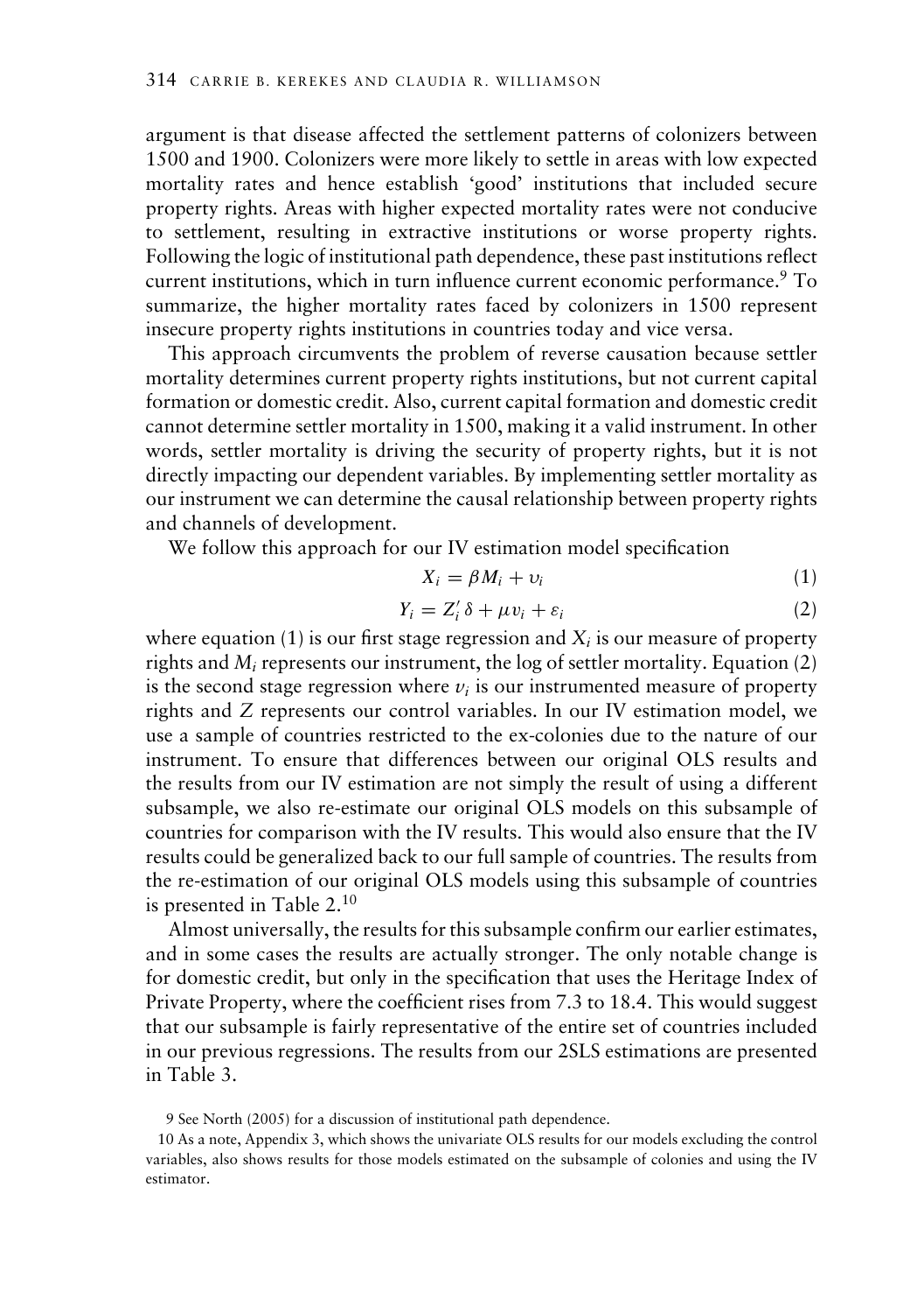argument is that disease affected the settlement patterns of colonizers between 1500 and 1900. Colonizers were more likely to settle in areas with low expected mortality rates and hence establish 'good' institutions that included secure property rights. Areas with higher expected mortality rates were not conducive to settlement, resulting in extractive institutions or worse property rights. Following the logic of institutional path dependence, these past institutions reflect current institutions, which in turn influence current economic performance.[9] To summarize, the higher mortality rates faced by colonizers in 1500 represent insecure property rights institutions in countries today and vice versa.

This approach circumvents the problem of reverse causation because settler mortality determines current property rights institutions, but not current capital formation or domestic credit. Also, current capital formation and domestic credit cannot determine settler mortality in 1500, making it a valid instrument. In other words, settler mortality is driving the security of property rights, but it is not directly impacting our dependent variables. By implementing settler mortality as our instrument we can determine the causal relationship between property rights and channels of development.

We follow this approach for our IV estimation model specification

$$X_i = \beta M_i + \upsilon_i \quad (1)$$

$$Y_i = Z_i' \delta + \mu \upsilon_i + \varepsilon_i \quad (2)$$

where equation (1) is our first stage regression and $X_i$ is our measure of property rights and $M_i$ represents our instrument, the log of settler mortality. Equation (2) is the second stage regression where $\upsilon_i$ is our instrumented measure of property rights and $Z$ represents our control variables. In our IV estimation model, we use a sample of countries restricted to the ex-colonies due to the nature of our instrument. To ensure that differences between our original OLS results and the results from our IV estimation are not simply the result of using a different subsample, we also re-estimate our original OLS models on this subsample of countries for comparison with the IV results. This would also ensure that the IV results could be generalized back to our full sample of countries. The results from the re-estimation of our original OLS models using this subsample of countries is presented in Table 2.[10]

Almost universally, the results for this subsample confirm our earlier estimates, and in some cases the results are actually stronger. The only notable change is for domestic credit, but only in the specification that uses the Heritage Index of Private Property, where the coefficient rises from 7.3 to 18.4. This would suggest that our subsample is fairly representative of the entire set of countries included in our previous regressions. The results from our 2SLS estimations are presented in Table 3.

9 See North (2005) for a discussion of institutional path dependence.

10 As a note, Appendix 3, which shows the univariate OLS results for our models excluding the control variables, also shows results for those models estimated on the subsample of colonies and using the IV estimator.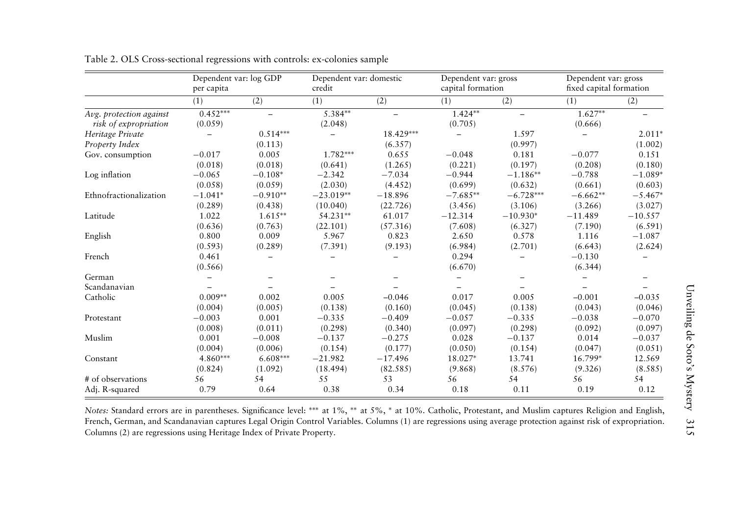Table 2. OLS Cross-sectional regressions with controls: ex-colonies sample

| | Dependent var: log GDP per capita | | Dependent var: domestic credit | | Dependent var: gross capital formation | | Dependent var: gross fixed capital formation | |
|---|---|---|---|---|---|---|---|---|
| | (1) | (2) | (1) | (2) | (1) | (2) | (1) | (2) |
| *Avg. protection against risk of expropriation* | 0.452*** | – | 5.384** | – | 1.424** | – | 1.627** | – |
| | (0.059) | | (2.048) | | (0.705) | | (0.666) | |
| *Heritage Private Property Index* | – | 0.514*** | – | 18.429*** | – | 1.597 | – | 2.011* |
| | | (0.113) | | (6.357) | | (0.997) | | (1.002) |
| Gov. consumption | −0.017 | 0.005 | 1.782*** | 0.655 | −0.048 | 0.181 | −0.077 | 0.151 |
| | (0.018) | (0.018) | (0.641) | (1.265) | (0.221) | (0.197) | (0.208) | (0.180) |
| Log inflation | −0.065 | −0.108* | −2.342 | −7.034 | −0.944 | −1.186** | −0.788 | −1.089* |
| | (0.058) | (0.059) | (2.030) | (4.452) | (0.699) | (0.632) | (0.661) | (0.603) |
| Ethnofractionalization | −1.041* | −0.910** | −23.019** | −18.896 | −7.685** | −6.728*** | −6.662** | −5.467* |
| | (0.289) | (0.438) | (10.040) | (22.726) | (3.456) | (3.106) | (3.266) | (3.027) |
| Latitude | 1.022 | 1.615** | 54.231** | 61.017 | −12.314 | −10.930* | −11.489 | −10.557 |
| | (0.636) | (0.763) | (22.101) | (57.316) | (7.608) | (6.327) | (7.190) | (6.591) |
| English | 0.800 | 0.009 | 5.967 | 0.823 | 2.650 | 0.578 | 1.116 | −1.087 |
| | (0.593) | (0.289) | (7.391) | (9.193) | (6.984) | (2.701) | (6.643) | (2.624) |
| French | 0.461 | – | – | – | 0.294 | – | −0.130 | – |
| | (0.566) | | | | (6.670) | | (6.344) | |
| German | – | – | – | – | – | – | – | – |
| Scandanavian | – | – | – | – | – | – | – | – |
| Catholic | 0.009** | 0.002 | 0.005 | −0.046 | 0.017 | 0.005 | −0.001 | −0.035 |
| | (0.004) | (0.005) | (0.138) | (0.160) | (0.045) | (0.138) | (0.043) | (0.046) |
| Protestant | −0.003 | 0.001 | −0.335 | −0.409 | −0.057 | −0.335 | −0.038 | −0.070 |
| | (0.008) | (0.011) | (0.298) | (0.340) | (0.097) | (0.298) | (0.092) | (0.097) |
| Muslim | 0.001 | −0.008 | −0.137 | −0.275 | 0.028 | −0.137 | 0.014 | −0.037 |
| | (0.004) | (0.006) | (0.154) | (0.177) | (0.050) | (0.154) | (0.047) | (0.051) |
| Constant | 4.860*** | 6.608*** | −21.982 | −17.496 | 18.027* | 13.741 | 16.799* | 12.569 |
| | (0.824) | (1.092) | (18.494) | (82.585) | (9.868) | (8.576) | (9.326) | (8.585) |
| # of observations | 56 | 54 | 55 | 53 | 56 | 54 | 56 | 54 |
| Adj. R-squared | 0.79 | 0.64 | 0.38 | 0.34 | 0.18 | 0.11 | 0.19 | 0.12 |

*Notes:* Standard errors are in parentheses. Significance level: *** at 1%, ** at 5%, * at 10%. Catholic, Protestant, and Muslim captures Religion and English, French, German, and Scandanavian captures Legal Origin Control Variables. Columns (1) are regressions using average protection against risk of expropriation. Columns (2) are regressions using Heritage Index of Private Property.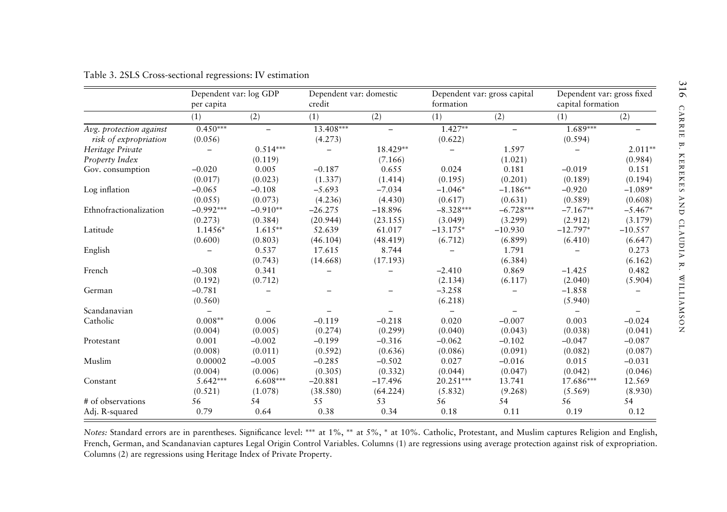Table 3. 2SLS Cross-sectional regressions: IV estimation

| | Dependent var: log GDP per capita | | Dependent var: domestic credit | | Dependent var: gross capital formation | | Dependent var: gross fixed capital formation | |
|---|---|---|---|---|---|---|---|---|
| | (1) | (2) | (1) | (2) | (1) | (2) | (1) | (2) |
| *Avg. protection against risk of expropriation* | 0.450*** | – | 13.408*** | – | 1.427** | – | 1.689*** | – |
| | (0.056) | | (4.273) | | (0.622) | | (0.594) | |
| *Heritage Private Property Index* | – | 0.514*** | – | 18.429** | – | 1.597 | – | 2.011** |
| | | (0.119) | | (7.166) | | (1.021) | | (0.984) |
| Gov. consumption | –0.020 | 0.005 | –0.187 | 0.655 | 0.024 | 0.181 | –0.019 | 0.151 |
| | (0.017) | (0.023) | (1.337) | (1.414) | (0.195) | (0.201) | (0.189) | (0.194) |
| Log inflation | –0.065 | –0.108 | –5.693 | –7.034 | –1.046* | –1.186** | –0.920 | –1.089* |
| | (0.055) | (0.073) | (4.236) | (4.430) | (0.617) | (0.631) | (0.589) | (0.608) |
| Ethnofractionalization | –0.992*** | –0.910** | –26.275 | –18.896 | –8.328*** | –6.728*** | –7.167** | –5.467* |
| | (0.273) | (0.384) | (20.944) | (23.155) | (3.049) | (3.299) | (2.912) | (3.179) |
| Latitude | 1.1456* | 1.615** | 52.639 | 61.017 | –13.175* | –10.930 | –12.797* | –10.557 |
| | (0.600) | (0.803) | (46.104) | (48.419) | (6.712) | (6.899) | (6.410) | (6.647) |
| English | – | 0.537 | 17.615 | 8.744 | – | 1.791 | – | 0.273 |
| | | (0.743) | (14.668) | (17.193) | | (6.384) | | (6.162) |
| French | –0.308 | 0.341 | – | – | –2.410 | 0.869 | –1.425 | 0.482 |
| | (0.192) | (0.712) | | | (2.134) | (6.117) | (2.040) | (5.904) |
| German | –0.781 | – | – | – | –3.258 | – | –1.858 | – |
| | (0.560) | | | | (6.218) | | (5.940) | |
| Scandanavian | – | – | – | – | – | – | – | – |
| Catholic | 0.008** | 0.006 | –0.119 | –0.218 | 0.020 | –0.007 | 0.003 | –0.024 |
| | (0.004) | (0.005) | (0.274) | (0.299) | (0.040) | (0.043) | (0.038) | (0.041) |
| Protestant | 0.001 | –0.002 | –0.199 | –0.316 | –0.062 | –0.102 | –0.047 | –0.087 |
| | (0.008) | (0.011) | (0.592) | (0.636) | (0.086) | (0.091) | (0.082) | (0.087) |
| Muslim | 0.00002 | –0.005 | –0.285 | –0.502 | 0.027 | –0.016 | 0.015 | –0.031 |
| | (0.004) | (0.006) | (0.305) | (0.332) | (0.044) | (0.047) | (0.042) | (0.046) |
| Constant | 5.642*** | 6.608*** | –20.881 | –17.496 | 20.251*** | 13.741 | 17.686*** | 12.569 |
| | (0.521) | (1.078) | (38.580) | (64.224) | (5.832) | (9.268) | (5.569) | (8.930) |
| # of observations | 56 | 54 | 55 | 53 | 56 | 54 | 56 | 54 |
| Adj. R-squared | 0.79 | 0.64 | 0.38 | 0.34 | 0.18 | 0.11 | 0.19 | 0.12 |

*Notes:* Standard errors are in parentheses. Significance level: *** at 1%, ** at 5%, * at 10%. Catholic, Protestant, and Muslim captures Religion and English, French, German, and Scandanavian captures Legal Origin Control Variables. Columns (1) are regressions using average protection against risk of expropriation. Columns (2) are regressions using Heritage Index of Private Property.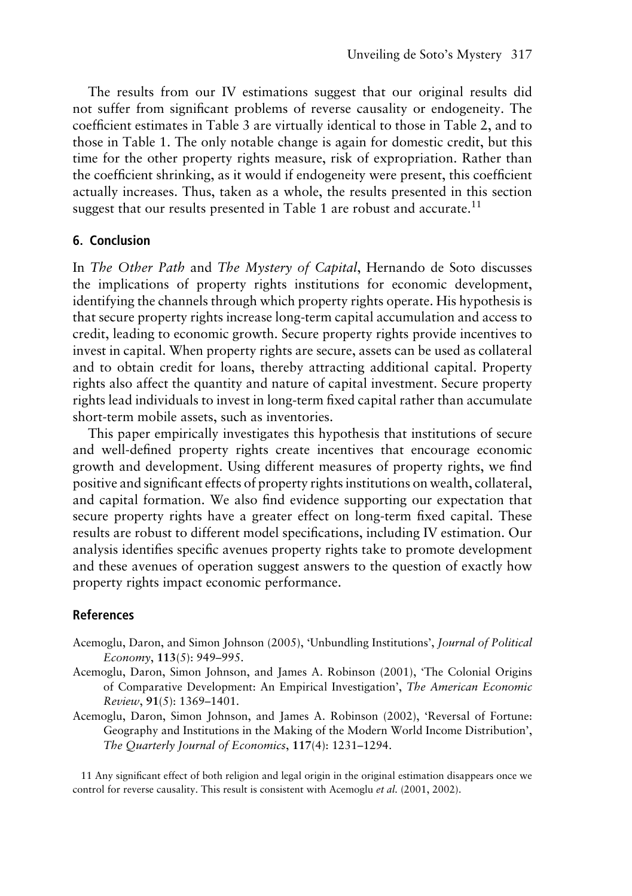The results from our IV estimations suggest that our original results did not suffer from significant problems of reverse causality or endogeneity. The coefficient estimates in Table 3 are virtually identical to those in Table 2, and to those in Table 1. The only notable change is again for domestic credit, but this time for the other property rights measure, risk of expropriation. Rather than the coefficient shrinking, as it would if endogeneity were present, this coefficient actually increases. Thus, taken as a whole, the results presented in this section suggest that our results presented in Table 1 are robust and accurate.[11]

## 6. Conclusion

In *The Other Path* and *The Mystery of Capital*, Hernando de Soto discusses the implications of property rights institutions for economic development, identifying the channels through which property rights operate. His hypothesis is that secure property rights increase long-term capital accumulation and access to credit, leading to economic growth. Secure property rights provide incentives to invest in capital. When property rights are secure, assets can be used as collateral and to obtain credit for loans, thereby attracting additional capital. Property rights also affect the quantity and nature of capital investment. Secure property rights lead individuals to invest in long-term fixed capital rather than accumulate short-term mobile assets, such as inventories.

This paper empirically investigates this hypothesis that institutions of secure and well-defined property rights create incentives that encourage economic growth and development. Using different measures of property rights, we find positive and significant effects of property rights institutions on wealth, collateral, and capital formation. We also find evidence supporting our expectation that secure property rights have a greater effect on long-term fixed capital. These results are robust to different model specifications, including IV estimation. Our analysis identifies specific avenues property rights take to promote development and these avenues of operation suggest answers to the question of exactly how property rights impact economic performance.

## References

Acemoglu, Daron, and Simon Johnson (2005), 'Unbundling Institutions', *Journal of Political Economy*, **113**(5): 949–995.

Acemoglu, Daron, Simon Johnson, and James A. Robinson (2001), 'The Colonial Origins of Comparative Development: An Empirical Investigation', *The American Economic Review*, **91**(5): 1369–1401.

Acemoglu, Daron, Simon Johnson, and James A. Robinson (2002), 'Reversal of Fortune: Geography and Institutions in the Making of the Modern World Income Distribution', *The Quarterly Journal of Economics*, **117**(4): 1231–1294.

11 Any significant effect of both religion and legal origin in the original estimation disappears once we control for reverse causality. This result is consistent with Acemoglu *et al.* (2001, 2002).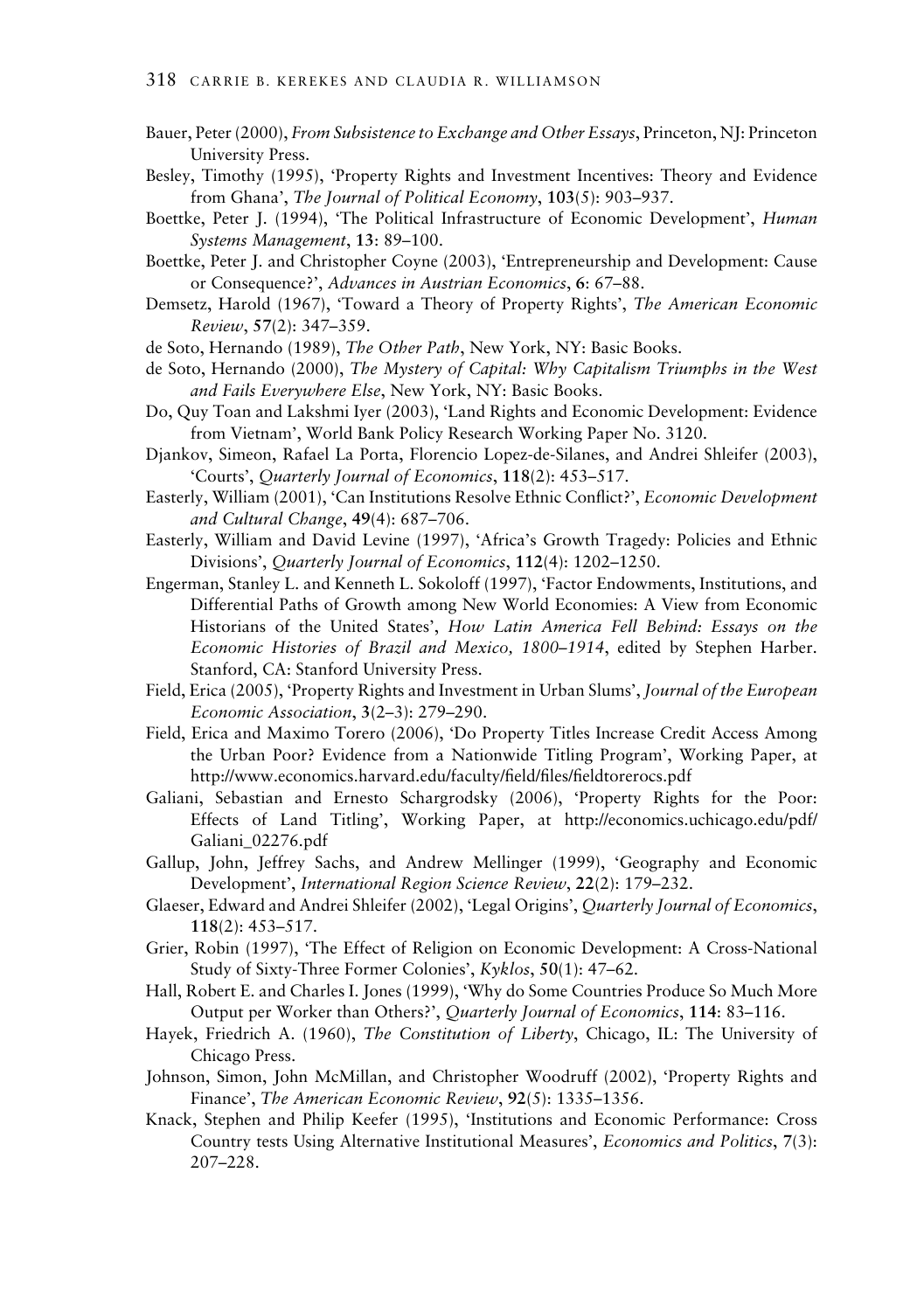Bauer, Peter (2000), *From Subsistence to Exchange and Other Essays*, Princeton, NJ: Princeton University Press.

Besley, Timothy (1995), 'Property Rights and Investment Incentives: Theory and Evidence from Ghana', *The Journal of Political Economy*, **103**(5): 903–937.

Boettke, Peter J. (1994), 'The Political Infrastructure of Economic Development', *Human Systems Management*, **13**: 89–100.

Boettke, Peter J. and Christopher Coyne (2003), 'Entrepreneurship and Development: Cause or Consequence?', *Advances in Austrian Economics*, **6**: 67–88.

Demsetz, Harold (1967), 'Toward a Theory of Property Rights', *The American Economic Review*, **57**(2): 347–359.

de Soto, Hernando (1989), *The Other Path*, New York, NY: Basic Books.

de Soto, Hernando (2000), *The Mystery of Capital: Why Capitalism Triumphs in the West and Fails Everywhere Else*, New York, NY: Basic Books.

Do, Quy Toan and Lakshmi Iyer (2003), 'Land Rights and Economic Development: Evidence from Vietnam', World Bank Policy Research Working Paper No. 3120.

Djankov, Simeon, Rafael La Porta, Florencio Lopez-de-Silanes, and Andrei Shleifer (2003), 'Courts', *Quarterly Journal of Economics*, **118**(2): 453–517.

Easterly, William (2001), 'Can Institutions Resolve Ethnic Conflict?', *Economic Development and Cultural Change*, **49**(4): 687–706.

Easterly, William and David Levine (1997), 'Africa's Growth Tragedy: Policies and Ethnic Divisions', *Quarterly Journal of Economics*, **112**(4): 1202–1250.

Engerman, Stanley L. and Kenneth L. Sokoloff (1997), 'Factor Endowments, Institutions, and Differential Paths of Growth among New World Economies: A View from Economic Historians of the United States', *How Latin America Fell Behind: Essays on the Economic Histories of Brazil and Mexico, 1800–1914*, edited by Stephen Harber. Stanford, CA: Stanford University Press.

Field, Erica (2005), 'Property Rights and Investment in Urban Slums', *Journal of the European Economic Association*, **3**(2–3): 279–290.

Field, Erica and Maximo Torero (2006), 'Do Property Titles Increase Credit Access Among the Urban Poor? Evidence from a Nationwide Titling Program', Working Paper, at http://www.economics.harvard.edu/faculty/field/files/fieldtorerocs.pdf

Galiani, Sebastian and Ernesto Schargrodsky (2006), 'Property Rights for the Poor: Effects of Land Titling', Working Paper, at http://economics.uchicago.edu/pdf/Galiani_02276.pdf

Gallup, John, Jeffrey Sachs, and Andrew Mellinger (1999), 'Geography and Economic Development', *International Region Science Review*, **22**(2): 179–232.

Glaeser, Edward and Andrei Shleifer (2002), 'Legal Origins', *Quarterly Journal of Economics*, **118**(2): 453–517.

Grier, Robin (1997), 'The Effect of Religion on Economic Development: A Cross-National Study of Sixty-Three Former Colonies', *Kyklos*, **50**(1): 47–62.

Hall, Robert E. and Charles I. Jones (1999), 'Why do Some Countries Produce So Much More Output per Worker than Others?', *Quarterly Journal of Economics*, **114**: 83–116.

Hayek, Friedrich A. (1960), *The Constitution of Liberty*, Chicago, IL: The University of Chicago Press.

Johnson, Simon, John McMillan, and Christopher Woodruff (2002), 'Property Rights and Finance', *The American Economic Review*, **92**(5): 1335–1356.

Knack, Stephen and Philip Keefer (1995), 'Institutions and Economic Performance: Cross Country tests Using Alternative Institutional Measures', *Economics and Politics*, **7**(3): 207–228.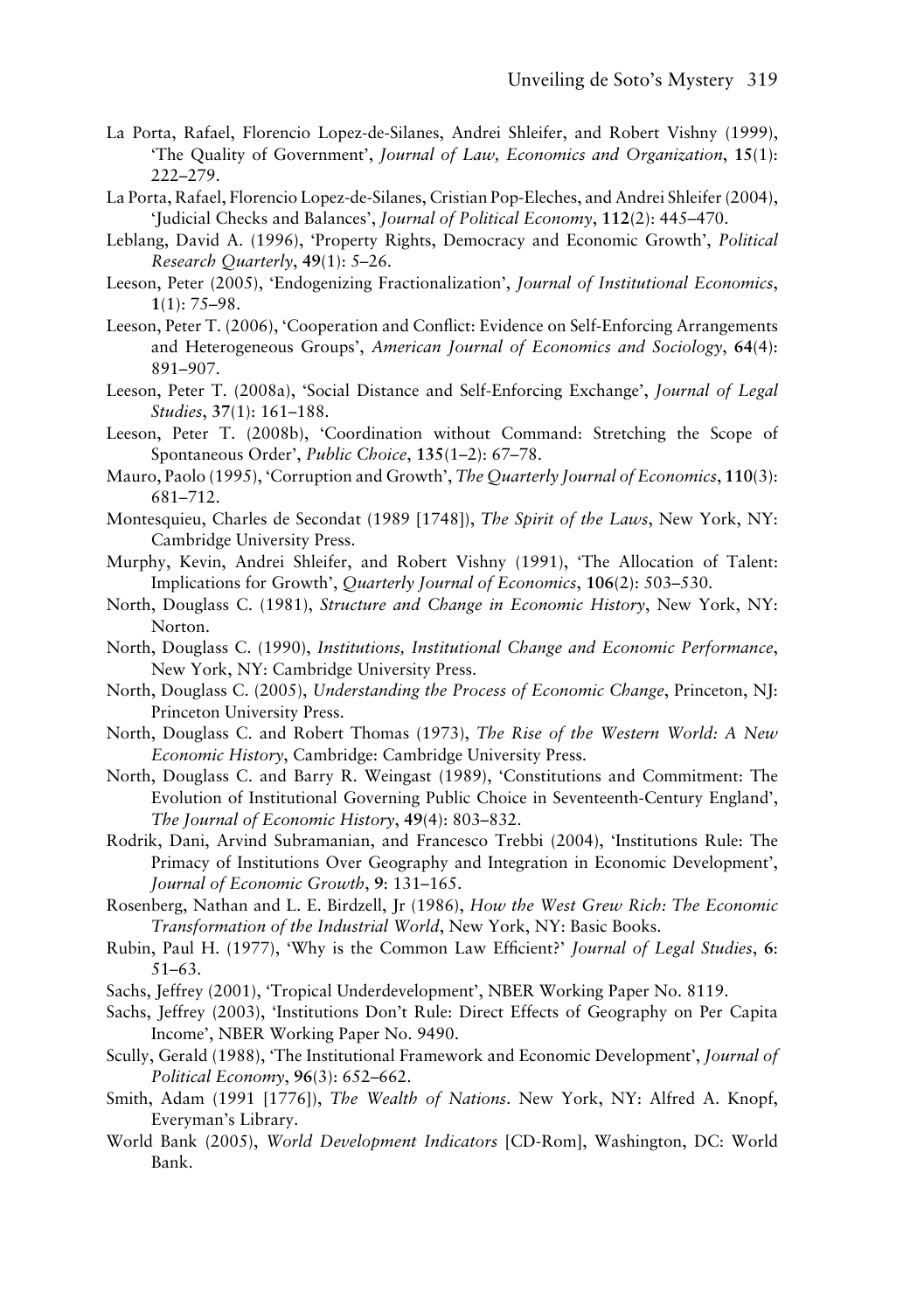La Porta, Rafael, Florencio Lopez-de-Silanes, Andrei Shleifer, and Robert Vishny (1999), 'The Quality of Government', *Journal of Law, Economics and Organization*, **15**(1): 222–279.

La Porta, Rafael, Florencio Lopez-de-Silanes, Cristian Pop-Eleches, and Andrei Shleifer (2004), 'Judicial Checks and Balances', *Journal of Political Economy*, **112**(2): 445–470.

Leblang, David A. (1996), 'Property Rights, Democracy and Economic Growth', *Political Research Quarterly*, **49**(1): 5–26.

Leeson, Peter (2005), 'Endogenizing Fractionalization', *Journal of Institutional Economics*, **1**(1): 75–98.

Leeson, Peter T. (2006), 'Cooperation and Conflict: Evidence on Self-Enforcing Arrangements and Heterogeneous Groups', *American Journal of Economics and Sociology*, **64**(4): 891–907.

Leeson, Peter T. (2008a), 'Social Distance and Self-Enforcing Exchange', *Journal of Legal Studies*, **37**(1): 161–188.

Leeson, Peter T. (2008b), 'Coordination without Command: Stretching the Scope of Spontaneous Order', *Public Choice*, **135**(1–2): 67–78.

Mauro, Paolo (1995), 'Corruption and Growth', *The Quarterly Journal of Economics*, **110**(3): 681–712.

Montesquieu, Charles de Secondat (1989 [1748]), *The Spirit of the Laws*, New York, NY: Cambridge University Press.

Murphy, Kevin, Andrei Shleifer, and Robert Vishny (1991), 'The Allocation of Talent: Implications for Growth', *Quarterly Journal of Economics*, **106**(2): 503–530.

North, Douglass C. (1981), *Structure and Change in Economic History*, New York, NY: Norton.

North, Douglass C. (1990), *Institutions, Institutional Change and Economic Performance*, New York, NY: Cambridge University Press.

North, Douglass C. (2005), *Understanding the Process of Economic Change*, Princeton, NJ: Princeton University Press.

North, Douglass C. and Robert Thomas (1973), *The Rise of the Western World: A New Economic History*, Cambridge: Cambridge University Press.

North, Douglass C. and Barry R. Weingast (1989), 'Constitutions and Commitment: The Evolution of Institutional Governing Public Choice in Seventeenth-Century England', *The Journal of Economic History*, **49**(4): 803–832.

Rodrik, Dani, Arvind Subramanian, and Francesco Trebbi (2004), 'Institutions Rule: The Primacy of Institutions Over Geography and Integration in Economic Development', *Journal of Economic Growth*, **9**: 131–165.

Rosenberg, Nathan and L. E. Birdzell, Jr (1986), *How the West Grew Rich: The Economic Transformation of the Industrial World*, New York, NY: Basic Books.

Rubin, Paul H. (1977), 'Why is the Common Law Efficient?' *Journal of Legal Studies*, **6**: 51–63.

Sachs, Jeffrey (2001), 'Tropical Underdevelopment', NBER Working Paper No. 8119.

Sachs, Jeffrey (2003), 'Institutions Don't Rule: Direct Effects of Geography on Per Capita Income', NBER Working Paper No. 9490.

Scully, Gerald (1988), 'The Institutional Framework and Economic Development', *Journal of Political Economy*, **96**(3): 652–662.

Smith, Adam (1991 [1776]), *The Wealth of Nations*. New York, NY: Alfred A. Knopf, Everyman's Library.

World Bank (2005), *World Development Indicators* [CD-Rom], Washington, DC: World Bank.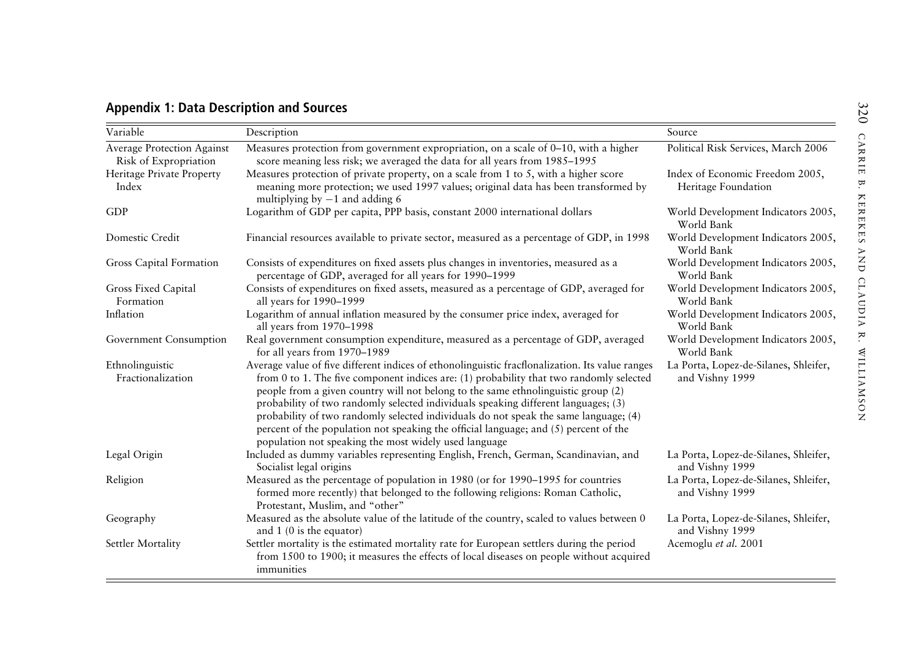## Appendix 1: Data Description and Sources

| Variable | Description | Source |
|---|---|---|
| Average Protection Against Risk of Expropriation | Measures protection from government expropriation, on a scale of 0–10, with a higher score meaning less risk; we averaged the data for all years from 1985–1995 | Political Risk Services, March 2006 |
| Heritage Private Property Index | Measures protection of private property, on a scale from 1 to 5, with a higher score meaning more protection; we used 1997 values; original data has been transformed by multiplying by −1 and adding 6 | Index of Economic Freedom 2005, Heritage Foundation |
| GDP | Logarithm of GDP per capita, PPP basis, constant 2000 international dollars | World Development Indicators 2005, World Bank |
| Domestic Credit | Financial resources available to private sector, measured as a percentage of GDP, in 1998 | World Development Indicators 2005, World Bank |
| Gross Capital Formation | Consists of expenditures on fixed assets plus changes in inventories, measured as a percentage of GDP, averaged for all years for 1990–1999 | World Development Indicators 2005, World Bank |
| Gross Fixed Capital Formation | Consists of expenditures on fixed assets, measured as a percentage of GDP, averaged for all years for 1990–1999 | World Development Indicators 2005, World Bank |
| Inflation | Logarithm of annual inflation measured by the consumer price index, averaged for all years from 1970–1998 | World Development Indicators 2005, World Bank |
| Government Consumption | Real government consumption expenditure, measured as a percentage of GDP, averaged for all years from 1970–1989 | World Development Indicators 2005, World Bank |
| Ethnolinguistic Fractionalization | Average value of five different indices of ethonolinguistic fracflonalization. Its value ranges from 0 to 1. The five component indices are: (1) probability that two randomly selected people from a given country will not belong to the same ethnolinguistic group (2) probability of two randomly selected individuals speaking different languages; (3) probability of two randomly selected individuals do not speak the same language; (4) percent of the population not speaking the official language; and (5) percent of the population not speaking the most widely used language | La Porta, Lopez-de-Silanes, Shleifer, and Vishny 1999 |
| Legal Origin | Included as dummy variables representing English, French, German, Scandinavian, and Socialist legal origins | La Porta, Lopez-de-Silanes, Shleifer, and Vishny 1999 |
| Religion | Measured as the percentage of population in 1980 (or for 1990–1995 for countries formed more recently) that belonged to the following religions: Roman Catholic, Protestant, Muslim, and "other" | La Porta, Lopez-de-Silanes, Shleifer, and Vishny 1999 |
| Geography | Measured as the absolute value of the latitude of the country, scaled to values between 0 and 1 (0 is the equator) | La Porta, Lopez-de-Silanes, Shleifer, and Vishny 1999 |
| Settler Mortality | Settler mortality is the estimated mortality rate for European settlers during the period from 1500 to 1900; it measures the effects of local diseases on people without acquired immunities | Acemoglu *et al.* 2001 |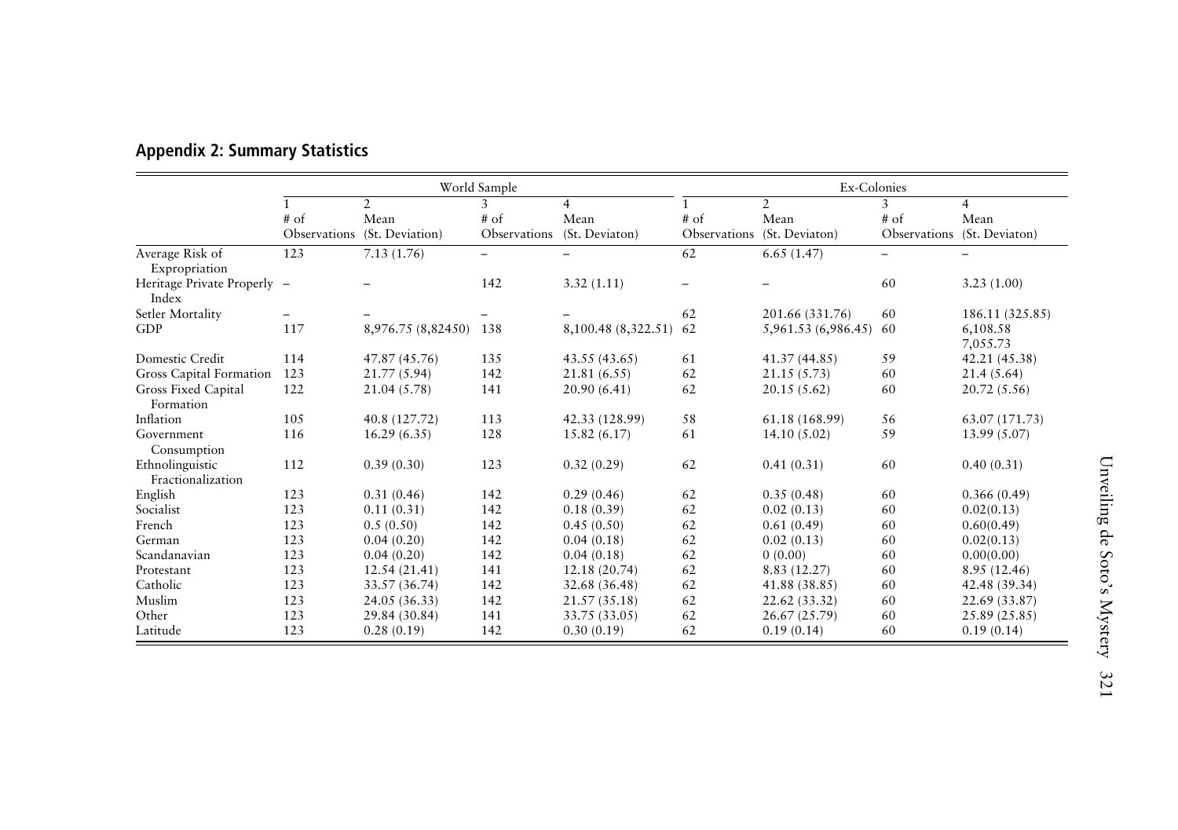## Appendix 2: Summary Statistics

| | World Sample | | | | Ex-Colonies | | | |
|---|---|---|---|---|---|---|---|---|
| | 1 # of Observations | 2 Mean (St. Deviation) | 3 # of Observations | 4 Mean (St. Deviaton) | 1 # of Observations | 2 Mean (St. Deviaton) | 3 # of Observations | 4 Mean (St. Deviaton) |
| Average Risk of Expropriation | 123 | 7.13 (1.76) | – | – | 62 | 6.65 (1.47) | – | – |
| Heritage Private Properly Index | – | – | 142 | 3.32 (1.11) | – | – | 60 | 3.23 (1.00) |
| Setler Mortality | – | – | – | – | 62 | 201.66 (331.76) | 60 | 186.11 (325.85) |
| GDP | 117 | 8,976.75 (8,82450) | 138 | 8,100.48 (8,322.51) | 62 | 5,961.53 (6,986.45) | 60 | 6,108.58 7,055.73 |
| Domestic Credit | 114 | 47.87 (45.76) | 135 | 43.55 (43.65) | 61 | 41.37 (44.85) | 59 | 42.21 (45.38) |
| Gross Capital Formation | 123 | 21.77 (5.94) | 142 | 21.81 (6.55) | 62 | 21.15 (5.73) | 60 | 21.4 (5.64) |
| Gross Fixed Capital Formation | 122 | 21.04 (5.78) | 141 | 20.90 (6.41) | 62 | 20.15 (5.62) | 60 | 20.72 (5.56) |
| Inflation | 105 | 40.8 (127.72) | 113 | 42.33 (128.99) | 58 | 61.18 (168.99) | 56 | 63.07 (171.73) |
| Government Consumption | 116 | 16.29 (6.35) | 128 | 15.82 (6.17) | 61 | 14.10 (5.02) | 59 | 13.99 (5.07) |
| Ethnolinguistic Fractionalization | 112 | 0.39 (0.30) | 123 | 0.32 (0.29) | 62 | 0.41 (0.31) | 60 | 0.40 (0.31) |
| English | 123 | 0.31 (0.46) | 142 | 0.29 (0.46) | 62 | 0.35 (0.48) | 60 | 0.366 (0.49) |
| Socialist | 123 | 0.11 (0.31) | 142 | 0.18 (0.39) | 62 | 0.02 (0.13) | 60 | 0.02(0.13) |
| French | 123 | 0.5 (0.50) | 142 | 0.45 (0.50) | 62 | 0.61 (0.49) | 60 | 0.60(0.49) |
| German | 123 | 0.04 (0.20) | 142 | 0.04 (0.18) | 62 | 0.02 (0.13) | 60 | 0.02(0.13) |
| Scandanavian | 123 | 0.04 (0.20) | 142 | 0.04 (0.18) | 62 | 0 (0.00) | 60 | 0.00(0.00) |
| Protestant | 123 | 12.54 (21.41) | 141 | 12.18 (20.74) | 62 | 8.83 (12.27) | 60 | 8.95 (12.46) |
| Catholic | 123 | 33.57 (36.74) | 142 | 32.68 (36.48) | 62 | 41.88 (38.85) | 60 | 42.48 (39.34) |
| Muslim | 123 | 24.05 (36.33) | 142 | 21.57 (35.18) | 62 | 22.62 (33.32) | 60 | 22.69 (33.87) |
| Other | 123 | 29.84 (30.84) | 141 | 33.75 (33.05) | 62 | 26.67 (25.79) | 60 | 25.89 (25.85) |
| Latitude | 123 | 0.28 (0.19) | 142 | 0.30 (0.19) | 62 | 0.19 (0.14) | 60 | 0.19 (0.14) |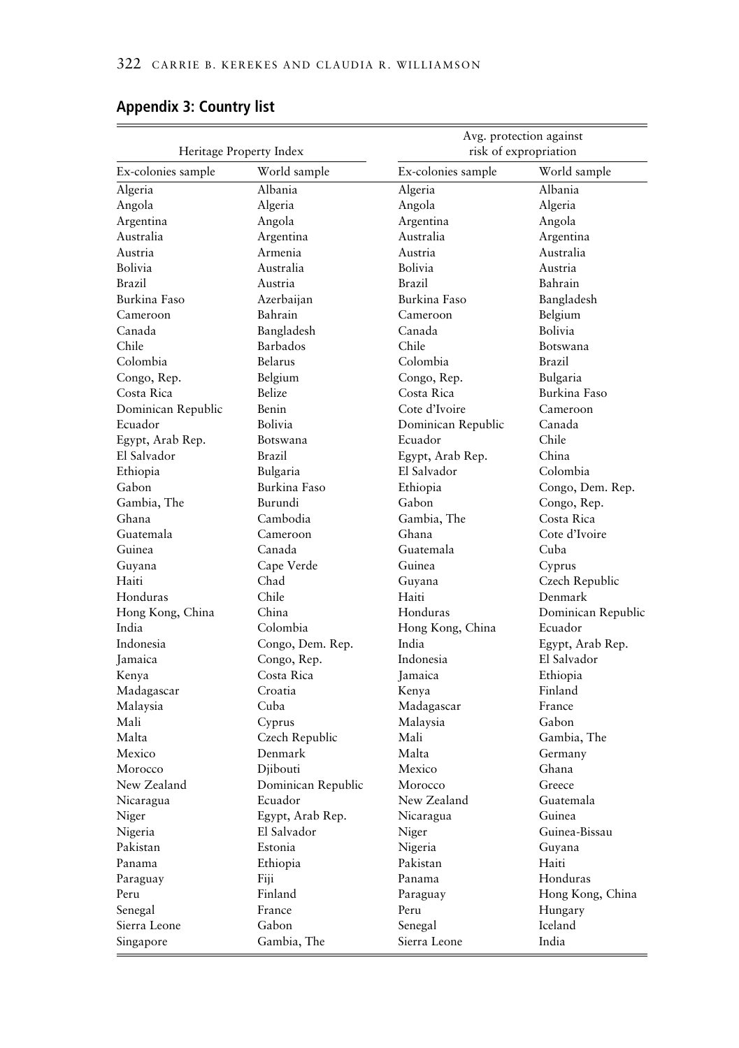## Appendix 3: Country list

| Heritage Property Index | | Avg. protection against risk of expropriation | |
|---|---|---|---|
| Ex-colonies sample | World sample | Ex-colonies sample | World sample |
| Algeria | Albania | Algeria | Albania |
| Angola | Algeria | Angola | Algeria |
| Argentina | Angola | Argentina | Angola |
| Australia | Argentina | Australia | Argentina |
| Austria | Armenia | Austria | Australia |
| Bolivia | Australia | Bolivia | Austria |
| Brazil | Austria | Brazil | Bahrain |
| Burkina Faso | Azerbaijan | Burkina Faso | Bangladesh |
| Cameroon | Bahrain | Cameroon | Belgium |
| Canada | Bangladesh | Canada | Bolivia |
| Chile | Barbados | Chile | Botswana |
| Colombia | Belarus | Colombia | Brazil |
| Congo, Rep. | Belgium | Congo, Rep. | Bulgaria |
| Costa Rica | Belize | Costa Rica | Burkina Faso |
| Dominican Republic | Benin | Cote d'Ivoire | Cameroon |
| Ecuador | Bolivia | Dominican Republic | Canada |
| Egypt, Arab Rep. | Botswana | Ecuador | Chile |
| El Salvador | Brazil | Egypt, Arab Rep. | China |
| Ethiopia | Bulgaria | El Salvador | Colombia |
| Gabon | Burkina Faso | Ethiopia | Congo, Dem. Rep. |
| Gambia, The | Burundi | Gabon | Congo, Rep. |
| Ghana | Cambodia | Gambia, The | Costa Rica |
| Guatemala | Cameroon | Ghana | Cote d'Ivoire |
| Guinea | Canada | Guatemala | Cuba |
| Guyana | Cape Verde | Guinea | Cyprus |
| Haiti | Chad | Guyana | Czech Republic |
| Honduras | Chile | Haiti | Denmark |
| Hong Kong, China | China | Honduras | Dominican Republic |
| India | Colombia | Hong Kong, China | Ecuador |
| Indonesia | Congo, Dem. Rep. | India | Egypt, Arab Rep. |
| Jamaica | Congo, Rep. | Indonesia | El Salvador |
| Kenya | Costa Rica | Jamaica | Ethiopia |
| Madagascar | Croatia | Kenya | Finland |
| Malaysia | Cuba | Madagascar | France |
| Mali | Cyprus | Malaysia | Gabon |
| Malta | Czech Republic | Mali | Gambia, The |
| Mexico | Denmark | Malta | Germany |
| Morocco | Djibouti | Mexico | Ghana |
| New Zealand | Dominican Republic | Morocco | Greece |
| Nicaragua | Ecuador | New Zealand | Guatemala |
| Niger | Egypt, Arab Rep. | Nicaragua | Guinea |
| Nigeria | El Salvador | Niger | Guinea-Bissau |
| Pakistan | Estonia | Nigeria | Guyana |
| Panama | Ethiopia | Pakistan | Haiti |
| Paraguay | Fiji | Panama | Honduras |
| Peru | Finland | Paraguay | Hong Kong, China |
| Senegal | France | Peru | Hungary |
| Sierra Leone | Gabon | Senegal | Iceland |
| Singapore | Gambia, The | Sierra Leone | India |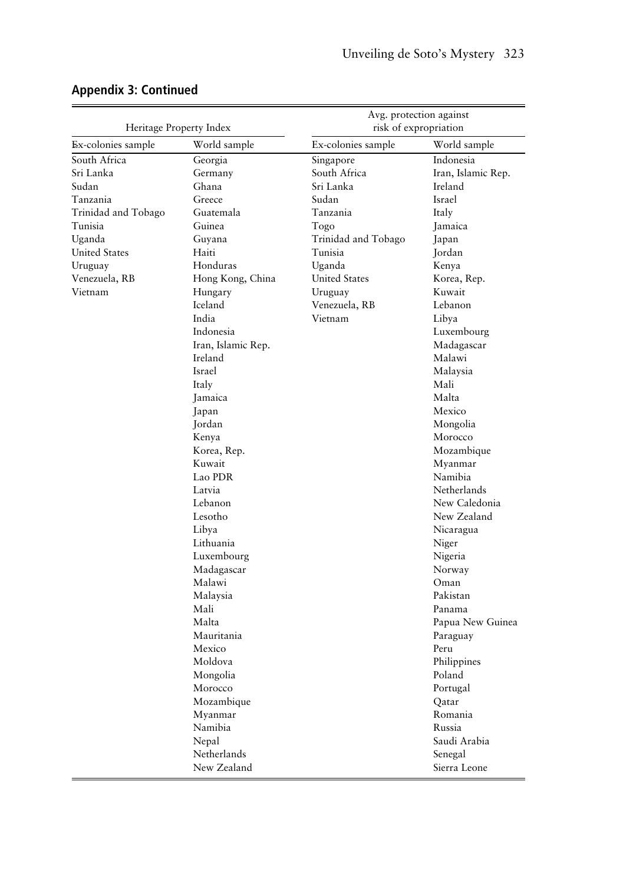## Appendix 3: Continued

| Heritage Property Index | | Avg. protection against risk of expropriation | |
|---|---|---|---|
| Ex-colonies sample | World sample | Ex-colonies sample | World sample |
| South Africa | Georgia | Singapore | Indonesia |
| Sri Lanka | Germany | South Africa | Iran, Islamic Rep. |
| Sudan | Ghana | Sri Lanka | Ireland |
| Tanzania | Greece | Sudan | Israel |
| Trinidad and Tobago | Guatemala | Tanzania | Italy |
| Tunisia | Guinea | Togo | Jamaica |
| Uganda | Guyana | Trinidad and Tobago | Japan |
| United States | Haiti | Tunisia | Jordan |
| Uruguay | Honduras | Uganda | Kenya |
| Venezuela, RB | Hong Kong, China | United States | Korea, Rep. |
| Vietnam | Hungary | Uruguay | Kuwait |
| | Iceland | Venezuela, RB | Lebanon |
| | India | Vietnam | Libya |
| | Indonesia | | Luxembourg |
| | Iran, Islamic Rep. | | Madagascar |
| | Ireland | | Malawi |
| | Israel | | Malaysia |
| | Italy | | Mali |
| | Jamaica | | Malta |
| | Japan | | Mexico |
| | Jordan | | Mongolia |
| | Kenya | | Morocco |
| | Korea, Rep. | | Mozambique |
| | Kuwait | | Myanmar |
| | Lao PDR | | Namibia |
| | Latvia | | Netherlands |
| | Lebanon | | New Caledonia |
| | Lesotho | | New Zealand |
| | Libya | | Nicaragua |
| | Lithuania | | Niger |
| | Luxembourg | | Nigeria |
| | Madagascar | | Norway |
| | Malawi | | Oman |
| | Malaysia | | Pakistan |
| | Mali | | Panama |
| | Malta | | Papua New Guinea |
| | Mauritania | | Paraguay |
| | Mexico | | Peru |
| | Moldova | | Philippines |
| | Mongolia | | Poland |
| | Morocco | | Portugal |
| | Mozambique | | Qatar |
| | Myanmar | | Romania |
| | Namibia | | Russia |
| | Nepal | | Saudi Arabia |
| | Netherlands | | Senegal |
| | New Zealand | | Sierra Leone |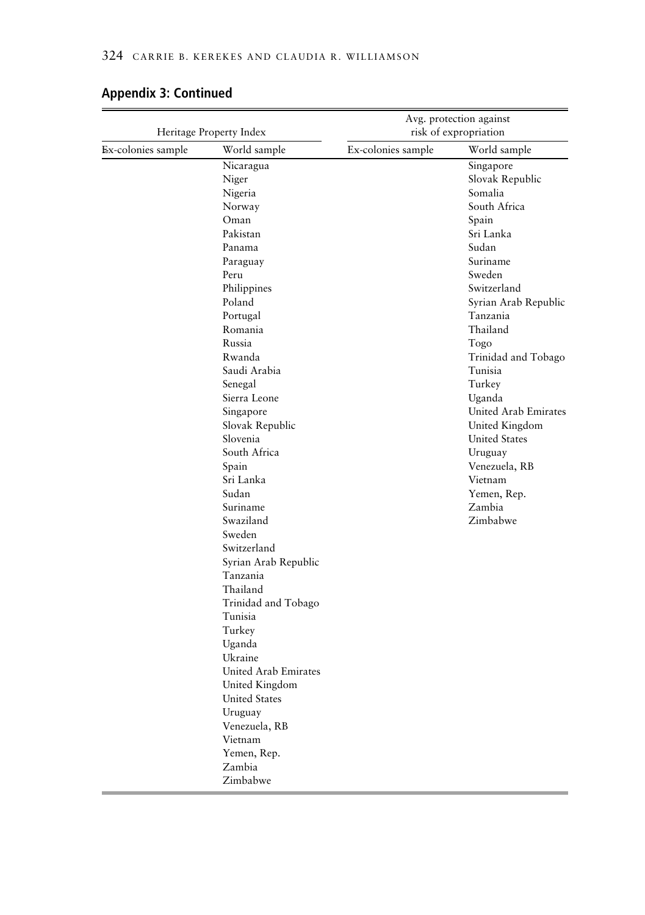## Appendix 3: Continued

| Heritage Property Index | | Avg. protection against risk of expropriation | |
|---|---|---|---|
| Ex-colonies sample | World sample | Ex-colonies sample | World sample |
| | Nicaragua | | Singapore |
| | Niger | | Slovak Republic |
| | Nigeria | | Somalia |
| | Norway | | South Africa |
| | Oman | | Spain |
| | Pakistan | | Sri Lanka |
| | Panama | | Sudan |
| | Paraguay | | Suriname |
| | Peru | | Sweden |
| | Philippines | | Switzerland |
| | Poland | | Syrian Arab Republic |
| | Portugal | | Tanzania |
| | Romania | | Thailand |
| | Russia | | Togo |
| | Rwanda | | Trinidad and Tobago |
| | Saudi Arabia | | Tunisia |
| | Senegal | | Turkey |
| | Sierra Leone | | Uganda |
| | Singapore | | United Arab Emirates |
| | Slovak Republic | | United Kingdom |
| | Slovenia | | United States |
| | South Africa | | Uruguay |
| | Spain | | Venezuela, RB |
| | Sri Lanka | | Vietnam |
| | Sudan | | Yemen, Rep. |
| | Suriname | | Zambia |
| | Swaziland | | Zimbabwe |
| | Sweden | | |
| | Switzerland | | |
| | Syrian Arab Republic | | |
| | Tanzania | | |
| | Thailand | | |
| | Trinidad and Tobago | | |
| | Tunisia | | |
| | Turkey | | |
| | Uganda | | |
| | Ukraine | | |
| | United Arab Emirates | | |
| | United Kingdom | | |
| | United States | | |
| | Uruguay | | |
| | Venezuela, RB | | |
| | Vietnam | | |
| | Yemen, Rep. | | |
| | Zambia | | |
| | Zimbabwe | | |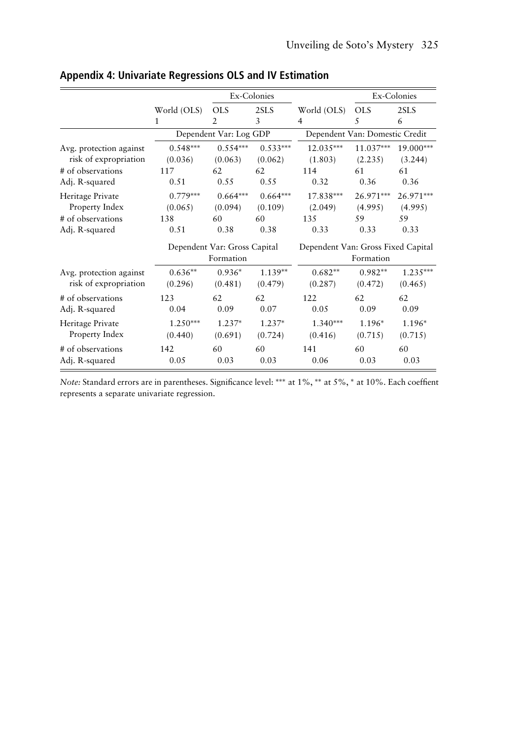## Appendix 4: Univariate Regressions OLS and IV Estimation

| | | Ex-Colonies | | | Ex-Colonies | |
|---|---|---|---|---|---|---|
| | World (OLS) | OLS | 2SLS | World (OLS) | OLS | 2SLS |
| | 1 | 2 | 3 | 4 | 5 | 6 |
| | Dependent Var: Log GDP | | | Dependent Van: Domestic Credit | | |
| Avg. protection against risk of expropriation | 0.548*** | 0.554*** | 0.533*** | 12.035*** | 11.037*** | 19.000*** |
| | (0.036) | (0.063) | (0.062) | (1.803) | (2.235) | (3.244) |
| # of observations | 117 | 62 | 62 | 114 | 61 | 61 |
| Adj. R-squared | 0.51 | 0.55 | 0.55 | 0.32 | 0.36 | 0.36 |
| Heritage Private Property Index | 0.779*** | 0.664*** | 0.664*** | 17.838*** | 26.971*** | 26.971*** |
| | (0.065) | (0.094) | (0.109) | (2.049) | (4.995) | (4.995) |
| # of observations | 138 | 60 | 60 | 135 | 59 | 59 |
| Adj. R-squared | 0.51 | 0.38 | 0.38 | 0.33 | 0.33 | 0.33 |
| | Dependent Var: Gross Capital Formation | | | Dependent Van: Gross Fixed Capital Formation | | |
| Avg. protection against risk of expropriation | 0.636** | 0.936* | 1.139** | 0.682** | 0.982** | 1.235*** |
| | (0.296) | (0.481) | (0.479) | (0.287) | (0.472) | (0.465) |
| # of observations | 123 | 62 | 62 | 122 | 62 | 62 |
| Adj. R-squared | 0.04 | 0.09 | 0.07 | 0.05 | 0.09 | 0.09 |
| Heritage Private Property Index | 1.250*** | 1.237* | 1.237* | 1.340*** | 1.196* | 1.196* |
| | (0.440) | (0.691) | (0.724) | (0.416) | (0.715) | (0.715) |
| # of observations | 142 | 60 | 60 | 141 | 60 | 60 |
| Adj. R-squared | 0.05 | 0.03 | 0.03 | 0.06 | 0.03 | 0.03 |

*Note:* Standard errors are in parentheses. Significance level: *** at 1%, ** at 5%, * at 10%. Each coeffient represents a separate univariate regression.